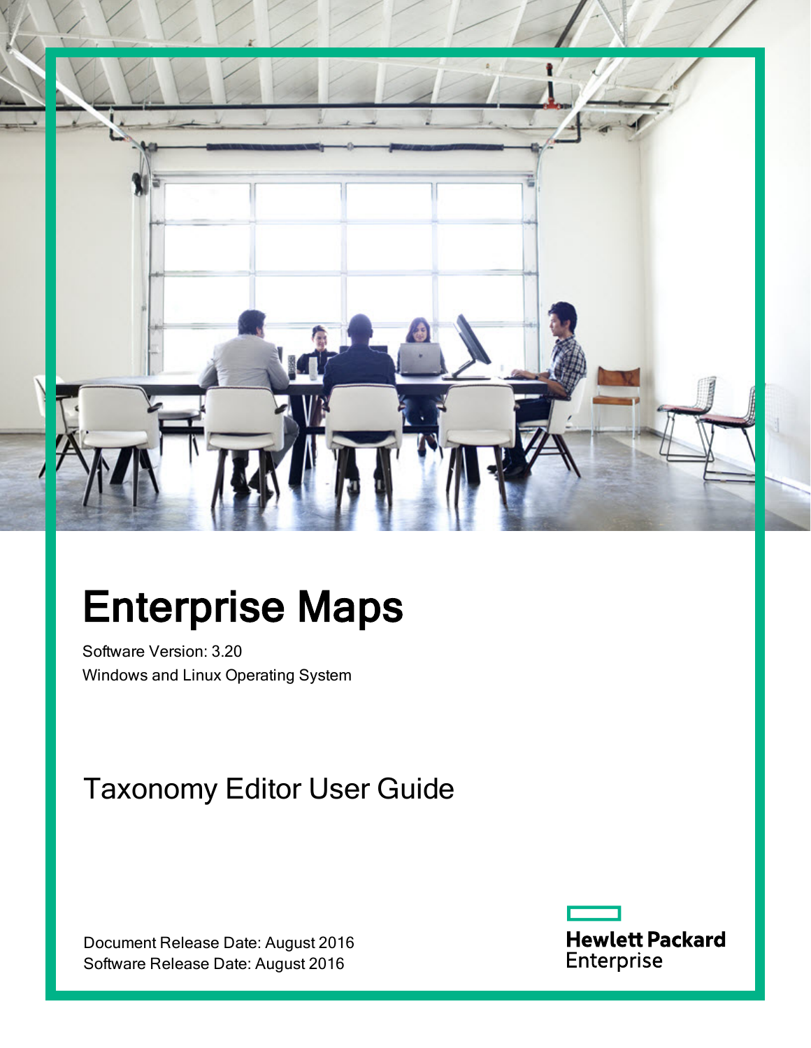# Enterprise Maps

Software Version: 3.20

Windows and Linux Operating System

## Taxonomy Editor User Guide

Document Release Date: August 2016

Software Release Date: August 2016

Hewlett Packard Enterprise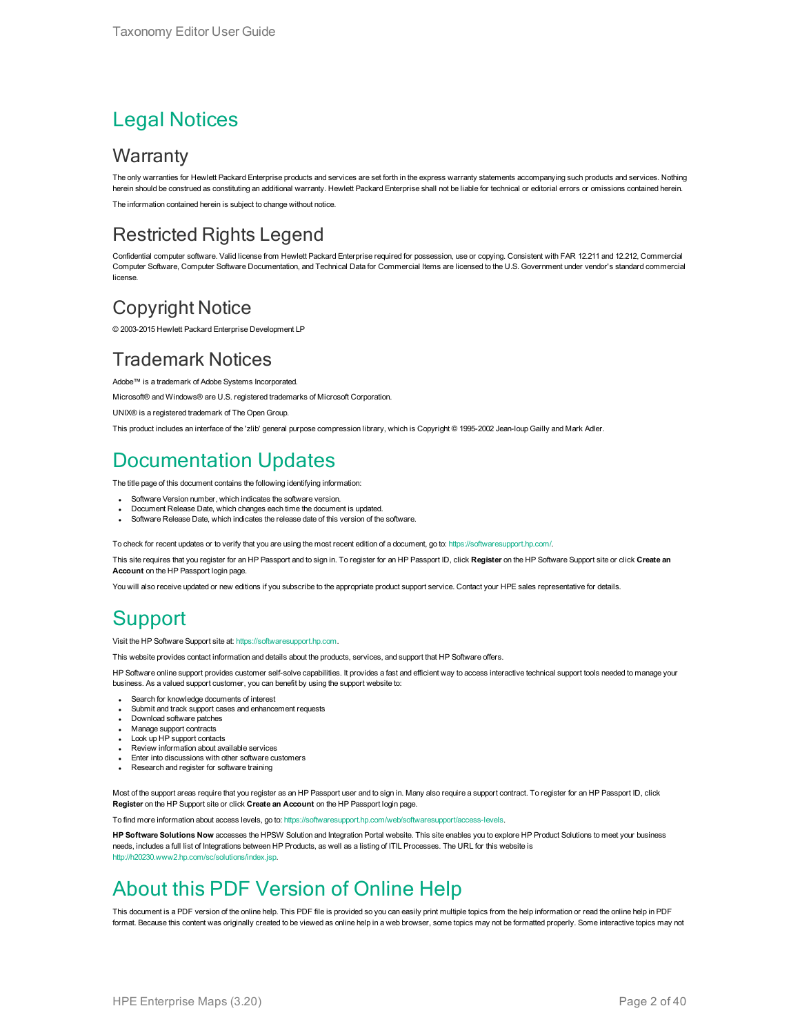# Legal Notices

## Warranty

The only warranties for Hewlett Packard Enterprise products and services are set forth in the express warranty statements accompanying such products and services. Nothing herein should be construed as constituting an additional warranty. Hewlett Packard Enterprise shall not be liable for technical or editorial errors or omissions contained herein.

The information contained herein is subject to change without notice.

## Restricted Rights Legend

Confidential computer software. Valid license from Hewlett Packard Enterprise required for possession, use or copying. Consistent with FAR 12.211 and 12.212, Commercial Computer Software, Computer Software Documentation, and Technical Data for Commercial Items are licensed to the U.S. Government under vendor's standard commercial license.

## Copyright Notice

© 2003-2015 Hewlett Packard Enterprise Development LP

## Trademark Notices

Adobe™ is a trademark of Adobe Systems Incorporated.

Microsoft® and Windows® are U.S. registered trademarks of Microsoft Corporation.

UNIX® is a registered trademark of The Open Group.

This product includes an interface of the 'zlib' general purpose compression library, which is Copyright © 1995-2002 Jean-loup Gailly and Mark Adler.

# Documentation Updates

The title page of this document contains the following identifying information:

- Software Version number, which indicates the software version.
- Document Release Date, which changes each time the document is updated.
- Software Release Date, which indicates the release date of this version of the software.

To check for recent updates or to verify that you are using the most recent edition of a document, go to: https://softwaresupport.hp.com/.

This site requires that you register for an HP Passport and to sign in. To register for an HP Passport ID, click **Register** on the HP Software Support site or click **Create an Account** on the HP Passport login page.

You will also receive updated or new editions if you subscribe to the appropriate product support service. Contact your HPE sales representative for details.

# Support

Visit the HP Software Support site at: https://softwaresupport.hp.com.

This website provides contact information and details about the products, services, and support that HP Software offers.

HP Software online support provides customer self-solve capabilities. It provides a fast and efficient way to access interactive technical support tools needed to manage your business. As a valued support customer, you can benefit by using the support website to:

- Search for knowledge documents of interest
- Submit and track support cases and enhancement requests
- Download software patches
- Manage support contracts
- Look up HP support contacts
- Review information about available services
- Enter into discussions with other software customers
- Research and register for software training

Most of the support areas require that you register as an HP Passport user and to sign in. Many also require a support contract. To register for an HP Passport ID, click **Register** on the HP Support site or click **Create an Account** on the HP Passport login page.

To find more information about access levels, go to: https://softwaresupport.hp.com/web/softwaresupport/access-levels.

**HP Software Solutions Now** accesses the HPSW Solution and Integration Portal website. This site enables you to explore HP Product Solutions to meet your business needs, includes a full list of Integrations between HP Products, as well as a listing of ITIL Processes. The URL for this website is http://h20230.www2.hp.com/sc/solutions/index.jsp.

# About this PDF Version of Online Help

This document is a PDF version of the online help. This PDF file is provided so you can easily print multiple topics from the help information or read the online help in PDF format. Because this content was originally created to be viewed as online help in a web browser, some topics may not be formatted properly. Some interactive topics may not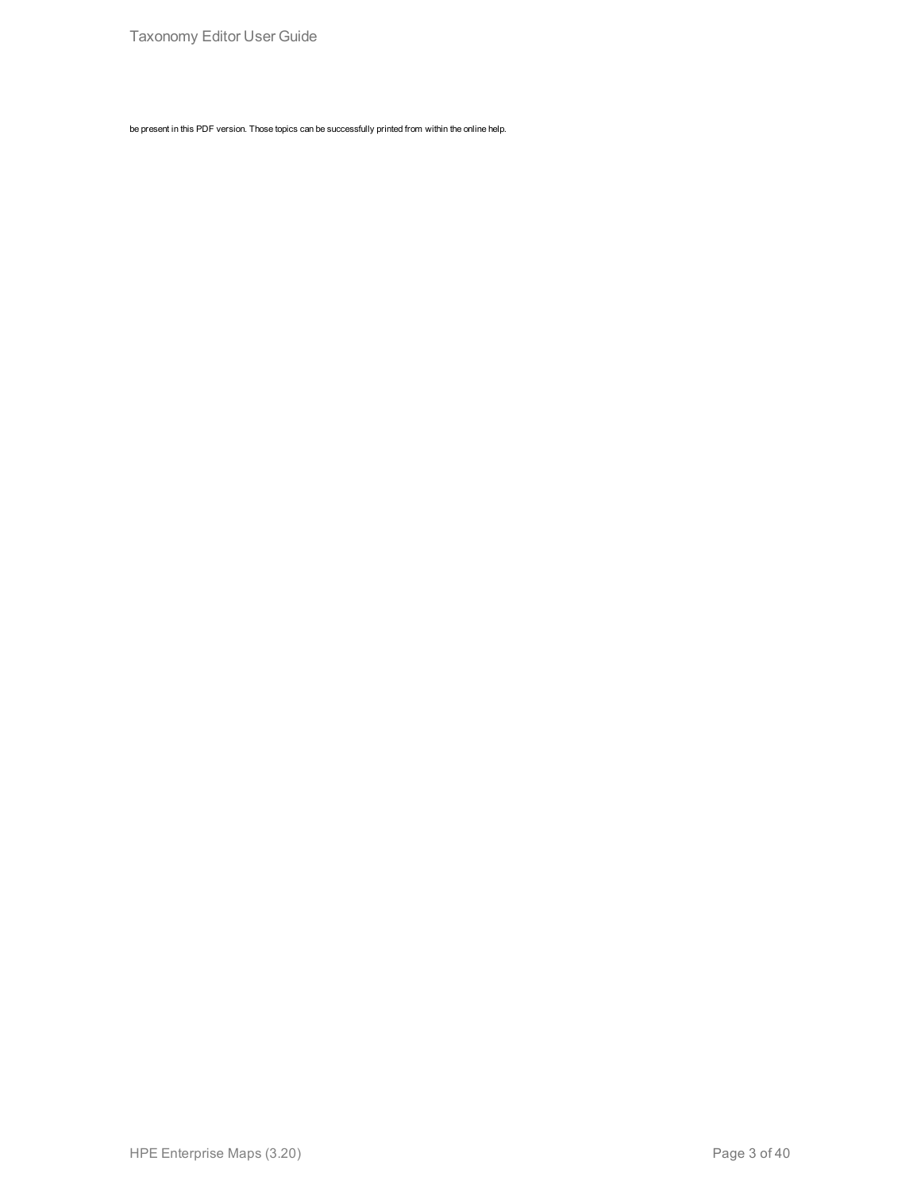be present in this PDF version. Those topics can be successfully printed from within the online help.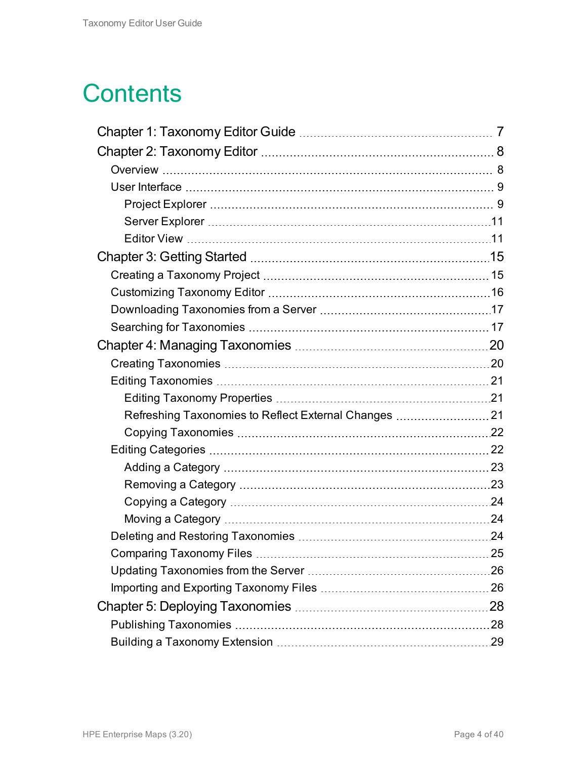# Contents

- Chapter 1: Taxonomy Editor Guide ... 7
- Chapter 2: Taxonomy Editor ... 8
  - Overview ... 8
  - User Interface ... 9
    - Project Explorer ... 9
    - Server Explorer ... 11
    - Editor View ... 11
- Chapter 3: Getting Started ... 15
  - Creating a Taxonomy Project ... 15
  - Customizing Taxonomy Editor ... 16
  - Downloading Taxonomies from a Server ... 17
  - Searching for Taxonomies ... 17
- Chapter 4: Managing Taxonomies ... 20
  - Creating Taxonomies ... 20
  - Editing Taxonomies ... 21
    - Editing Taxonomy Properties ... 21
    - Refreshing Taxonomies to Reflect External Changes ... 21
    - Copying Taxonomies ... 22
  - Editing Categories ... 22
    - Adding a Category ... 23
    - Removing a Category ... 23
    - Copying a Category ... 24
    - Moving a Category ... 24
  - Deleting and Restoring Taxonomies ... 24
  - Comparing Taxonomy Files ... 25
  - Updating Taxonomies from the Server ... 26
  - Importing and Exporting Taxonomy Files ... 26
- Chapter 5: Deploying Taxonomies ... 28
  - Publishing Taxonomies ... 28
  - Building a Taxonomy Extension ... 29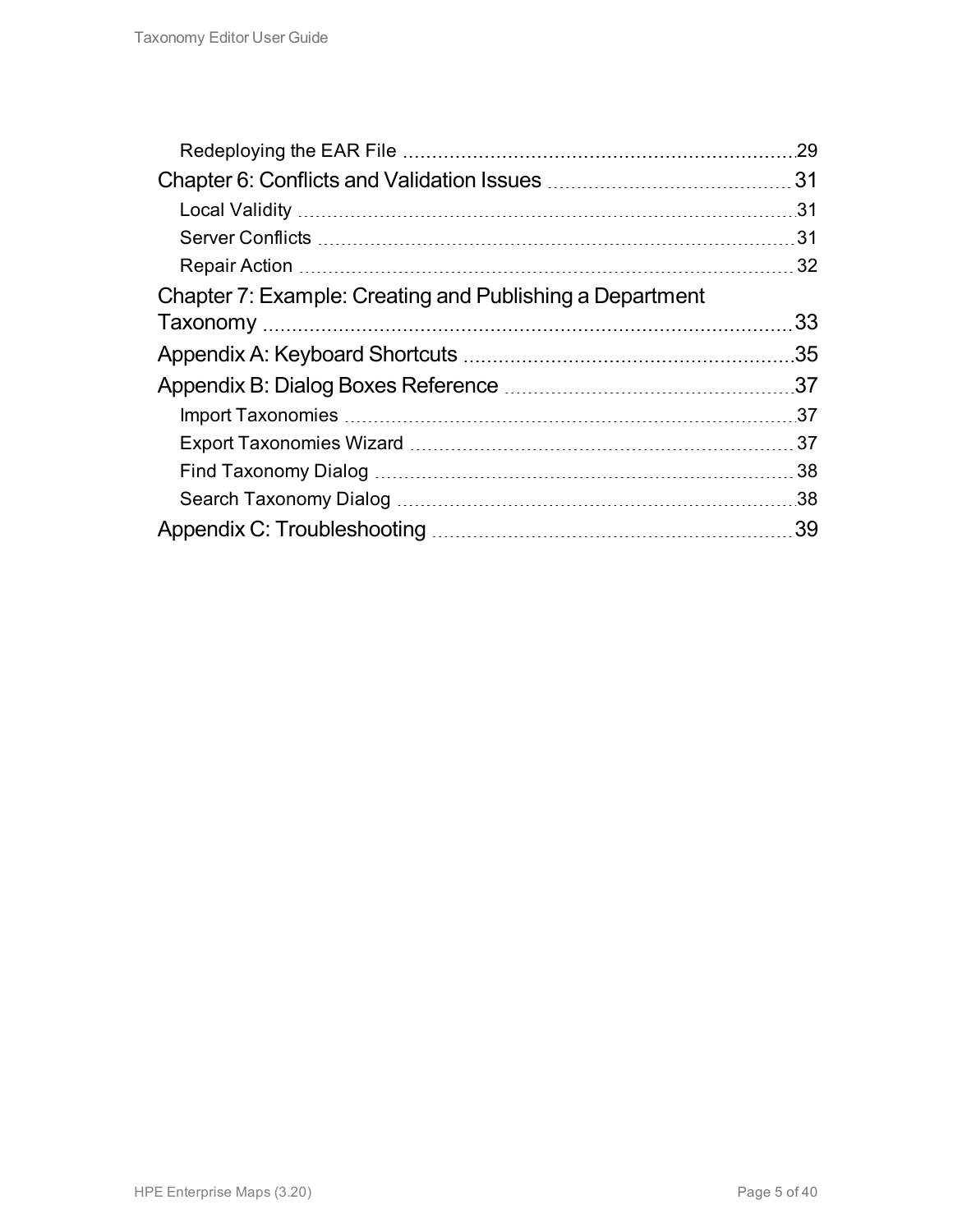Redeploying the EAR File 29

Chapter 6: Conflicts and Validation Issues 31

Local Validity 31

Server Conflicts 31

Repair Action 32

Chapter 7: Example: Creating and Publishing a Department Taxonomy 33

Appendix A: Keyboard Shortcuts 35

Appendix B: Dialog Boxes Reference 37

Import Taxonomies 37

Export Taxonomies Wizard 37

Find Taxonomy Dialog 38

Search Taxonomy Dialog 38

Appendix C: Troubleshooting 39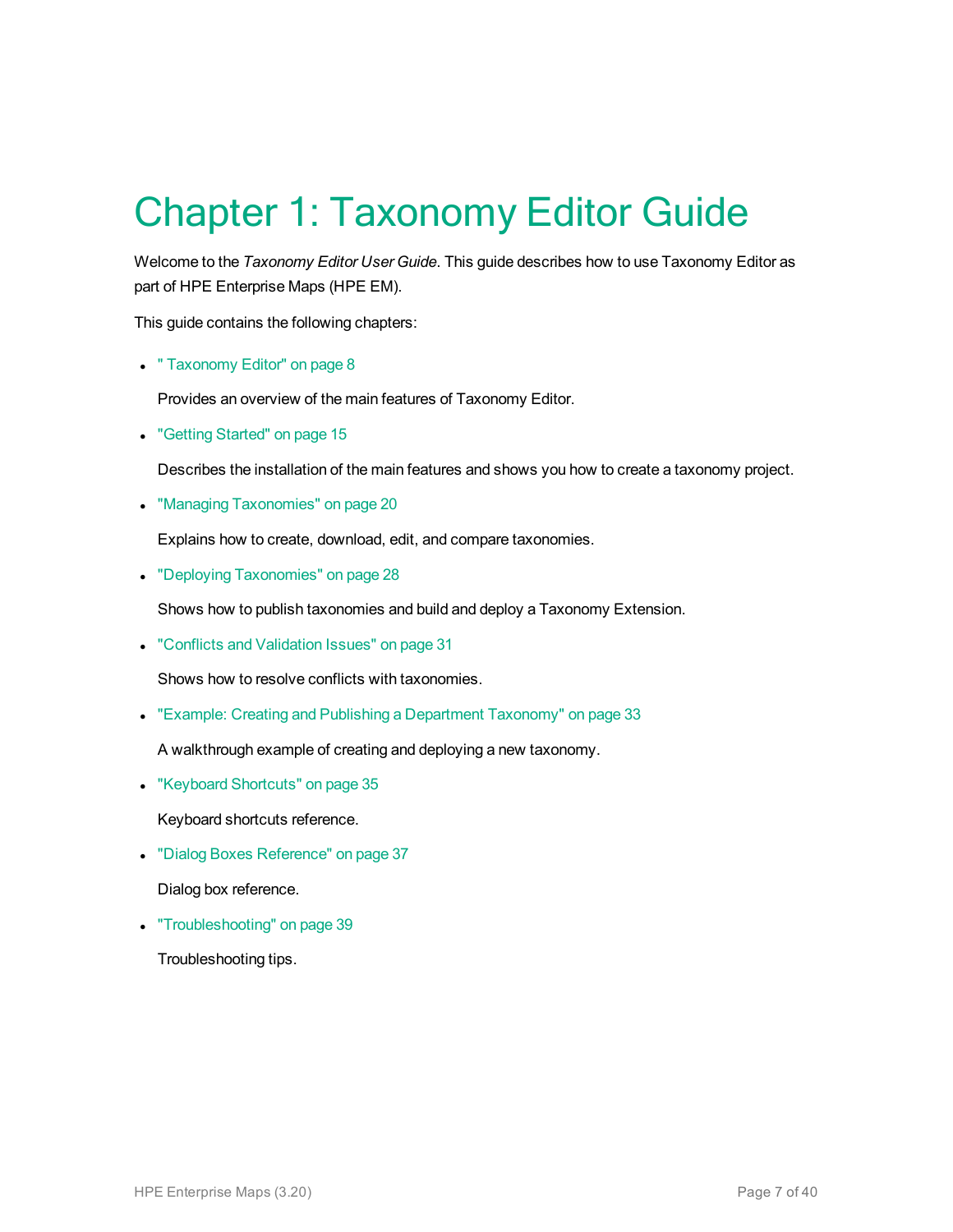# Chapter 1: Taxonomy Editor Guide

Welcome to the *Taxonomy Editor User Guide*. This guide describes how to use Taxonomy Editor as part of HPE Enterprise Maps (HPE EM).

This guide contains the following chapters:

- " Taxonomy Editor" on page 8

  Provides an overview of the main features of Taxonomy Editor.

- "Getting Started" on page 15

  Describes the installation of the main features and shows you how to create a taxonomy project.

- "Managing Taxonomies" on page 20

  Explains how to create, download, edit, and compare taxonomies.

- "Deploying Taxonomies" on page 28

  Shows how to publish taxonomies and build and deploy a Taxonomy Extension.

- "Conflicts and Validation Issues" on page 31

  Shows how to resolve conflicts with taxonomies.

- "Example: Creating and Publishing a Department Taxonomy" on page 33

  A walkthrough example of creating and deploying a new taxonomy.

- "Keyboard Shortcuts" on page 35

  Keyboard shortcuts reference.

- "Dialog Boxes Reference" on page 37

  Dialog box reference.

- "Troubleshooting" on page 39

  Troubleshooting tips.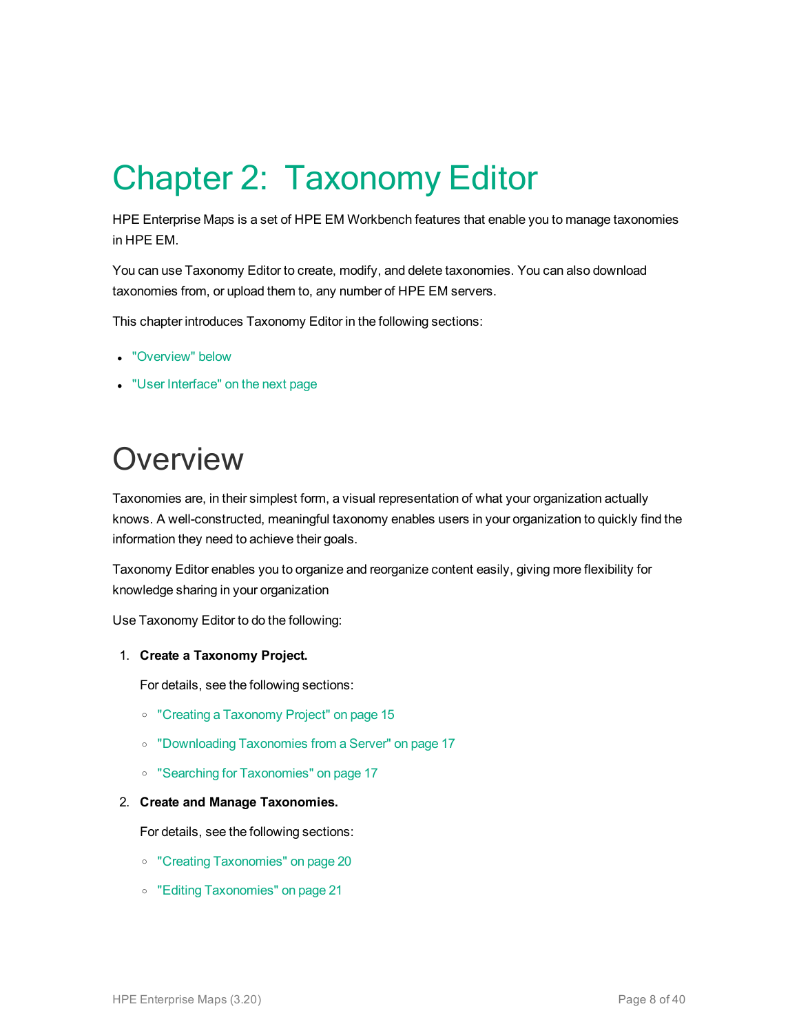# Chapter 2: Taxonomy Editor

HPE Enterprise Maps is a set of HPE EM Workbench features that enable you to manage taxonomies in HPE EM.

You can use Taxonomy Editor to create, modify, and delete taxonomies. You can also download taxonomies from, or upload them to, any number of HPE EM servers.

This chapter introduces Taxonomy Editor in the following sections:

- "Overview" below
- "User Interface" on the next page

## Overview

Taxonomies are, in their simplest form, a visual representation of what your organization actually knows. A well-constructed, meaningful taxonomy enables users in your organization to quickly find the information they need to achieve their goals.

Taxonomy Editor enables you to organize and reorganize content easily, giving more flexibility for knowledge sharing in your organization

Use Taxonomy Editor to do the following:

1. **Create a Taxonomy Project.**

   For details, see the following sections:

   - "Creating a Taxonomy Project" on page 15
   - "Downloading Taxonomies from a Server" on page 17
   - "Searching for Taxonomies" on page 17

2. **Create and Manage Taxonomies.**

   For details, see the following sections:

   - "Creating Taxonomies" on page 20
   - "Editing Taxonomies" on page 21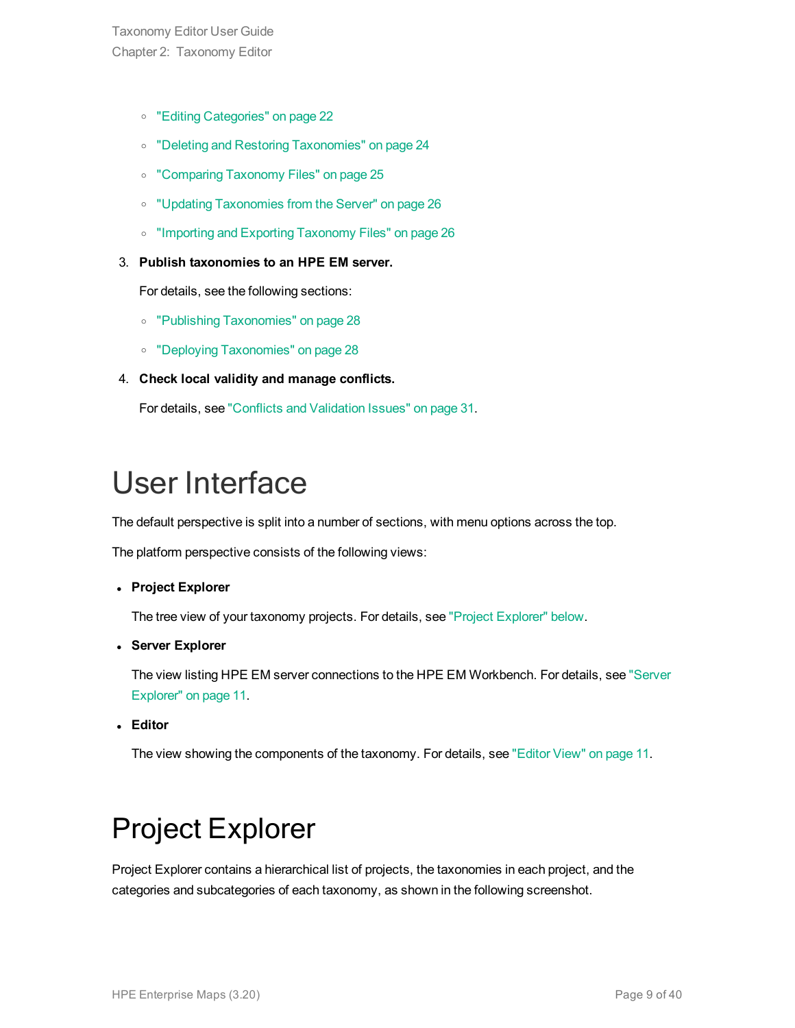- "Editing Categories" on page 22
- "Deleting and Restoring Taxonomies" on page 24
- "Comparing Taxonomy Files" on page 25
- "Updating Taxonomies from the Server" on page 26
- "Importing and Exporting Taxonomy Files" on page 26

3. **Publish taxonomies to an HPE EM server.**

   For details, see the following sections:

   - "Publishing Taxonomies" on page 28
   - "Deploying Taxonomies" on page 28

4. **Check local validity and manage conflicts.**

   For details, see "Conflicts and Validation Issues" on page 31.

# User Interface

The default perspective is split into a number of sections, with menu options across the top.

The platform perspective consists of the following views:

- **Project Explorer**

  The tree view of your taxonomy projects. For details, see "Project Explorer" below.

- **Server Explorer**

  The view listing HPE EM server connections to the HPE EM Workbench. For details, see "Server Explorer" on page 11.

- **Editor**

  The view showing the components of the taxonomy. For details, see "Editor View" on page 11.

# Project Explorer

Project Explorer contains a hierarchical list of projects, the taxonomies in each project, and the categories and subcategories of each taxonomy, as shown in the following screenshot.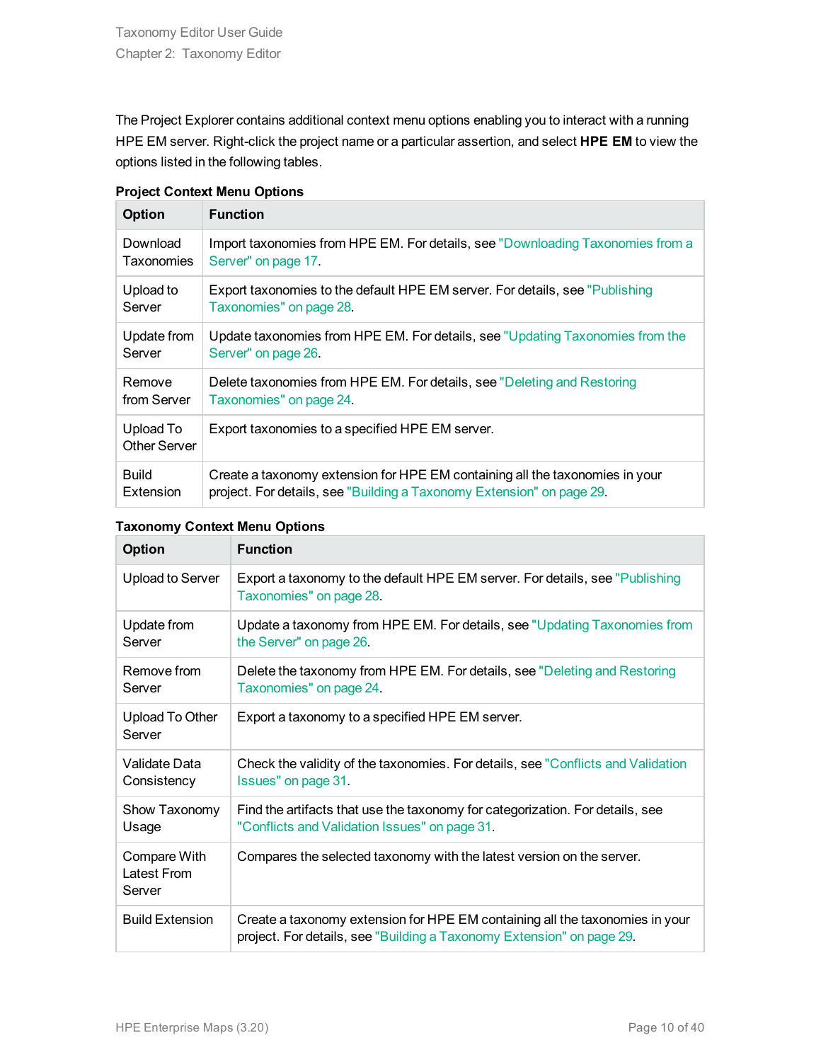The Project Explorer contains additional context menu options enabling you to interact with a running HPE EM server. Right-click the project name or a particular assertion, and select **HPE EM** to view the options listed in the following tables.

**Project Context Menu Options**

| Option | Function |
| --- | --- |
| Download Taxonomies | Import taxonomies from HPE EM. For details, see "Downloading Taxonomies from a Server" on page 17. |
| Upload to Server | Export taxonomies to the default HPE EM server. For details, see "Publishing Taxonomies" on page 28. |
| Update from Server | Update taxonomies from HPE EM. For details, see "Updating Taxonomies from the Server" on page 26. |
| Remove from Server | Delete taxonomies from HPE EM. For details, see "Deleting and Restoring Taxonomies" on page 24. |
| Upload To Other Server | Export taxonomies to a specified HPE EM server. |
| Build Extension | Create a taxonomy extension for HPE EM containing all the taxonomies in your project. For details, see "Building a Taxonomy Extension" on page 29. |

**Taxonomy Context Menu Options**

| Option | Function |
| --- | --- |
| Upload to Server | Export a taxonomy to the default HPE EM server. For details, see "Publishing Taxonomies" on page 28. |
| Update from Server | Update a taxonomy from HPE EM. For details, see "Updating Taxonomies from the Server" on page 26. |
| Remove from Server | Delete the taxonomy from HPE EM. For details, see "Deleting and Restoring Taxonomies" on page 24. |
| Upload To Other Server | Export a taxonomy to a specified HPE EM server. |
| Validate Data Consistency | Check the validity of the taxonomies. For details, see "Conflicts and Validation Issues" on page 31. |
| Show Taxonomy Usage | Find the artifacts that use the taxonomy for categorization. For details, see "Conflicts and Validation Issues" on page 31. |
| Compare With Latest From Server | Compares the selected taxonomy with the latest version on the server. |
| Build Extension | Create a taxonomy extension for HPE EM containing all the taxonomies in your project. For details, see "Building a Taxonomy Extension" on page 29. |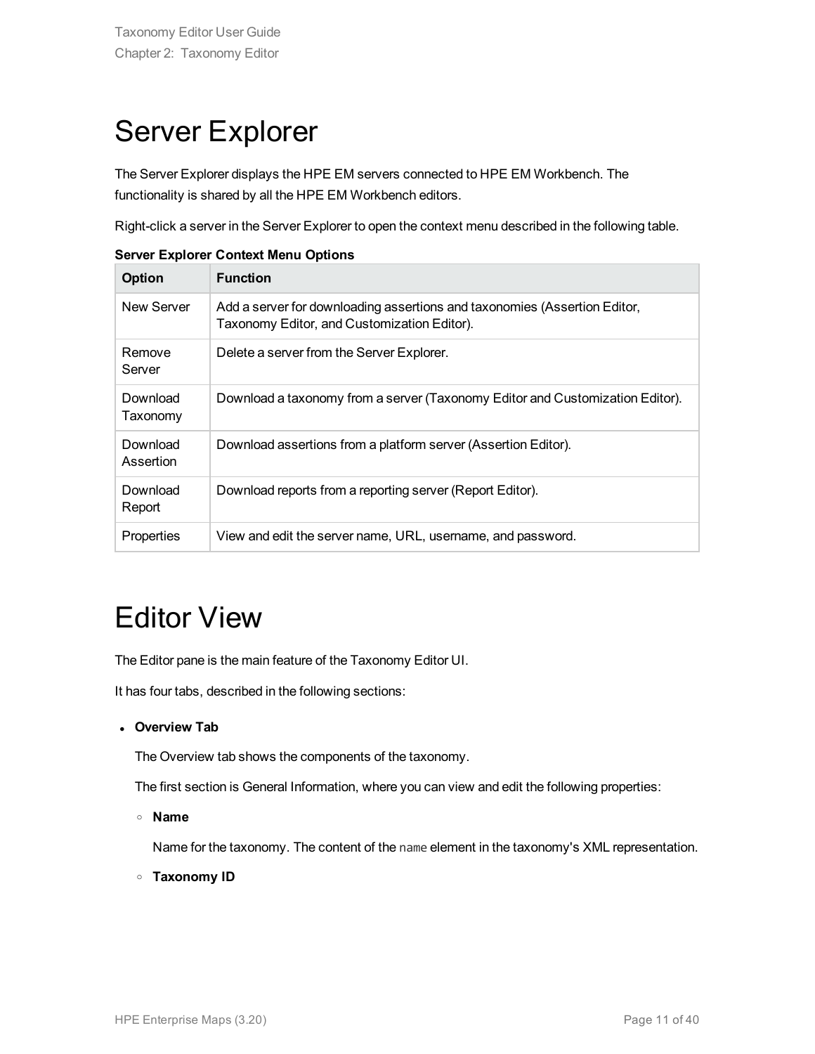# Server Explorer

The Server Explorer displays the HPE EM servers connected to HPE EM Workbench. The functionality is shared by all the HPE EM Workbench editors.

Right-click a server in the Server Explorer to open the context menu described in the following table.

**Server Explorer Context Menu Options**

| Option | Function |
| --- | --- |
| New Server | Add a server for downloading assertions and taxonomies (Assertion Editor, Taxonomy Editor, and Customization Editor). |
| Remove Server | Delete a server from the Server Explorer. |
| Download Taxonomy | Download a taxonomy from a server (Taxonomy Editor and Customization Editor). |
| Download Assertion | Download assertions from a platform server (Assertion Editor). |
| Download Report | Download reports from a reporting server (Report Editor). |
| Properties | View and edit the server name, URL, username, and password. |

# Editor View

The Editor pane is the main feature of the Taxonomy Editor UI.

It has four tabs, described in the following sections:

- **Overview Tab**

  The Overview tab shows the components of the taxonomy.

  The first section is General Information, where you can view and edit the following properties:

  - **Name**

    Name for the taxonomy. The content of the `name` element in the taxonomy's XML representation.

  - **Taxonomy ID**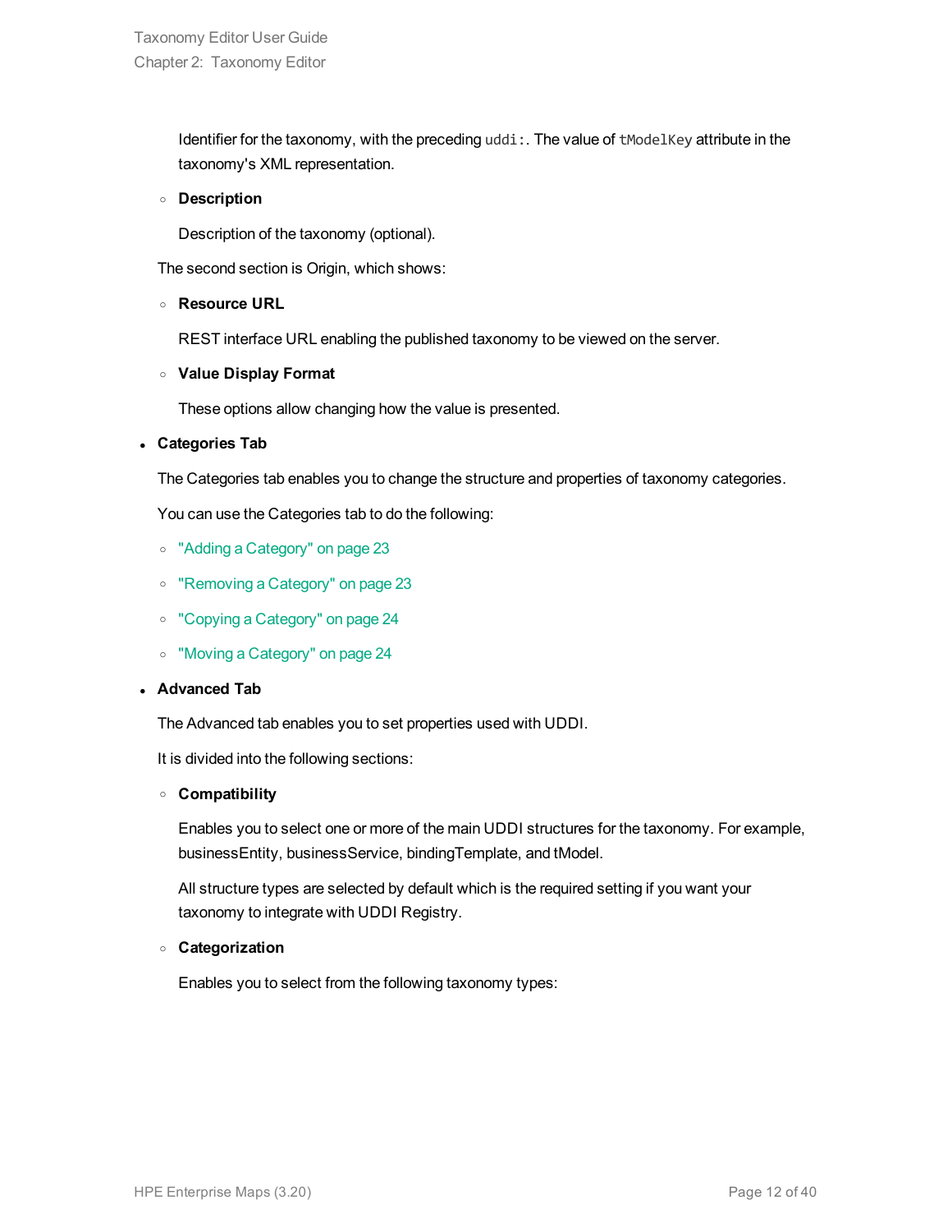Identifier for the taxonomy, with the preceding `uddi:`. The value of `tModelKey` attribute in the taxonomy's XML representation.

  - **Description**

    Description of the taxonomy (optional).

  The second section is Origin, which shows:

  - **Resource URL**

    REST interface URL enabling the published taxonomy to be viewed on the server.

  - **Value Display Format**

    These options allow changing how the value is presented.

- **Categories Tab**

  The Categories tab enables you to change the structure and properties of taxonomy categories.

  You can use the Categories tab to do the following:

  - "Adding a Category" on page 23
  - "Removing a Category" on page 23
  - "Copying a Category" on page 24
  - "Moving a Category" on page 24

- **Advanced Tab**

  The Advanced tab enables you to set properties used with UDDI.

  It is divided into the following sections:

  - **Compatibility**

    Enables you to select one or more of the main UDDI structures for the taxonomy. For example, businessEntity, businessService, bindingTemplate, and tModel.

    All structure types are selected by default which is the required setting if you want your taxonomy to integrate with UDDI Registry.

  - **Categorization**

    Enables you to select from the following taxonomy types: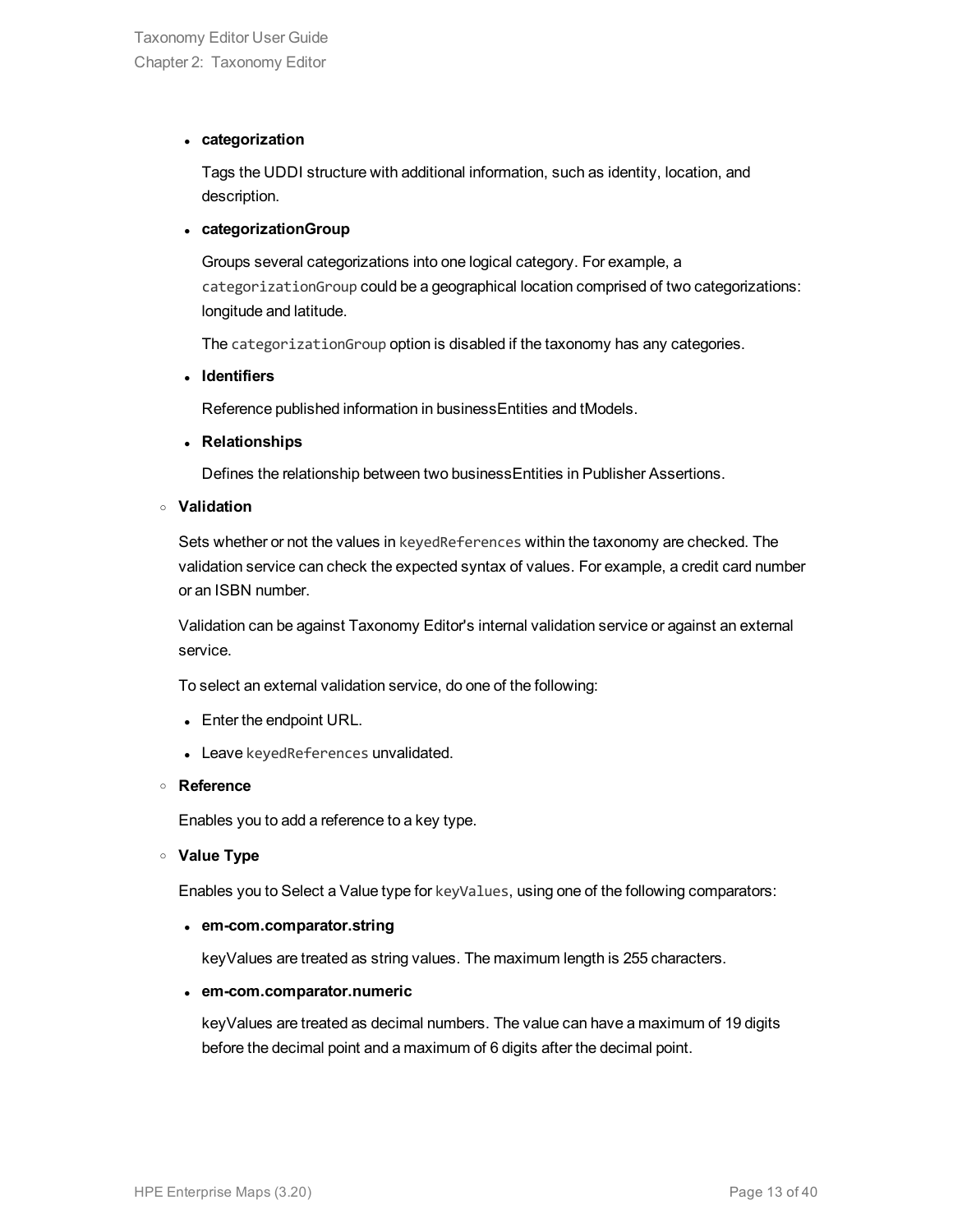- **categorization**

  Tags the UDDI structure with additional information, such as identity, location, and description.

- **categorizationGroup**

  Groups several categorizations into one logical category. For example, a `categorizationGroup` could be a geographical location comprised of two categorizations: longitude and latitude.

  The `categorizationGroup` option is disabled if the taxonomy has any categories.

- **Identifiers**

  Reference published information in businessEntities and tModels.

- **Relationships**

  Defines the relationship between two businessEntities in Publisher Assertions.

- **Validation**

  Sets whether or not the values in `keyedReferences` within the taxonomy are checked. The validation service can check the expected syntax of values. For example, a credit card number or an ISBN number.

  Validation can be against Taxonomy Editor's internal validation service or against an external service.

  To select an external validation service, do one of the following:

  - Enter the endpoint URL.
  - Leave `keyedReferences` unvalidated.

- **Reference**

  Enables you to add a reference to a key type.

- **Value Type**

  Enables you to Select a Value type for `keyValues`, using one of the following comparators:

  - **em-com.comparator.string**

    keyValues are treated as string values. The maximum length is 255 characters.

  - **em-com.comparator.numeric**

    keyValues are treated as decimal numbers. The value can have a maximum of 19 digits before the decimal point and a maximum of 6 digits after the decimal point.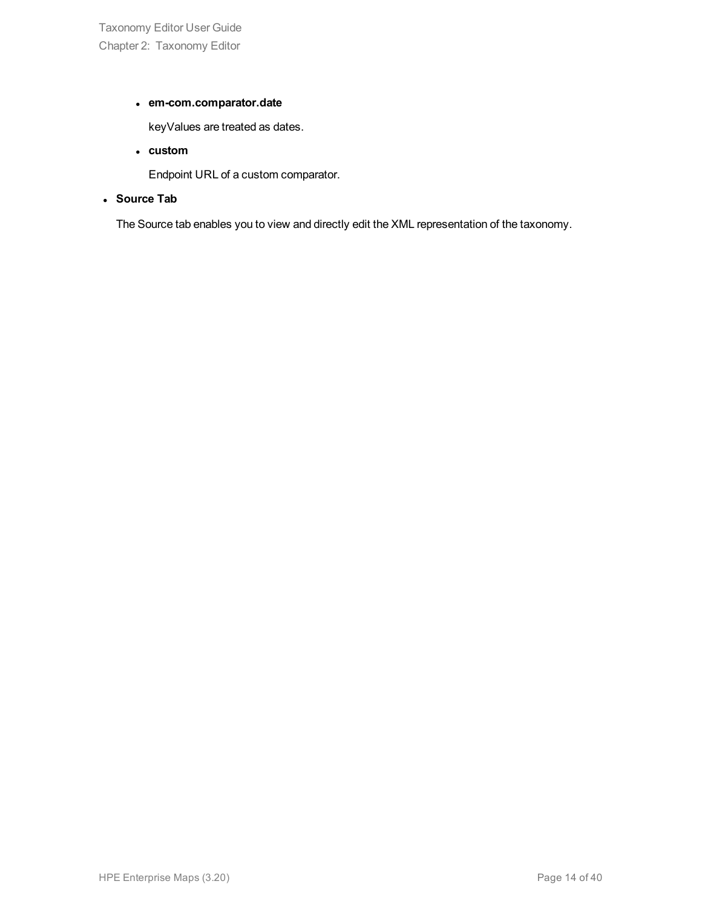- **em-com.comparator.date**

    keyValues are treated as dates.

  - **custom**

    Endpoint URL of a custom comparator.

- **Source Tab**

  The Source tab enables you to view and directly edit the XML representation of the taxonomy.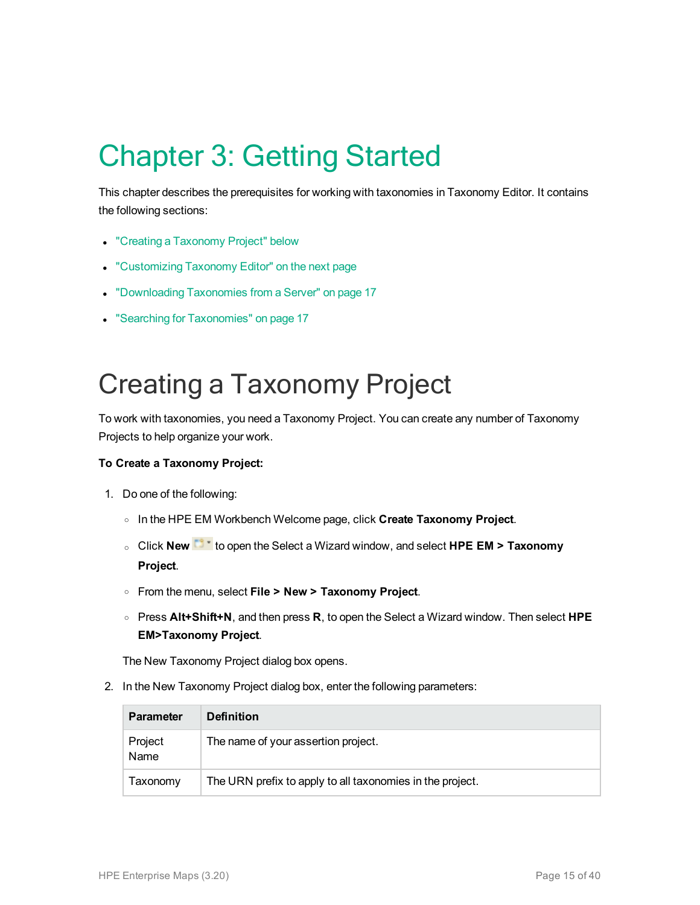# Chapter 3: Getting Started

This chapter describes the prerequisites for working with taxonomies in Taxonomy Editor. It contains the following sections:

- "Creating a Taxonomy Project" below
- "Customizing Taxonomy Editor" on the next page
- "Downloading Taxonomies from a Server" on page 17
- "Searching for Taxonomies" on page 17

## Creating a Taxonomy Project

To work with taxonomies, you need a Taxonomy Project. You can create any number of Taxonomy Projects to help organize your work.

**To Create a Taxonomy Project:**

1. Do one of the following:
   - In the HPE EM Workbench Welcome page, click **Create Taxonomy Project**.
   - Click **New** to open the Select a Wizard window, and select **HPE EM > Taxonomy Project**.
   - From the menu, select **File > New > Taxonomy Project**.
   - Press **Alt+Shift+N**, and then press **R**, to open the Select a Wizard window. Then select **HPE EM>Taxonomy Project**.

   The New Taxonomy Project dialog box opens.

2. In the New Taxonomy Project dialog box, enter the following parameters:

| Parameter | Definition |
| --- | --- |
| Project Name | The name of your assertion project. |
| Taxonomy | The URN prefix to apply to all taxonomies in the project. |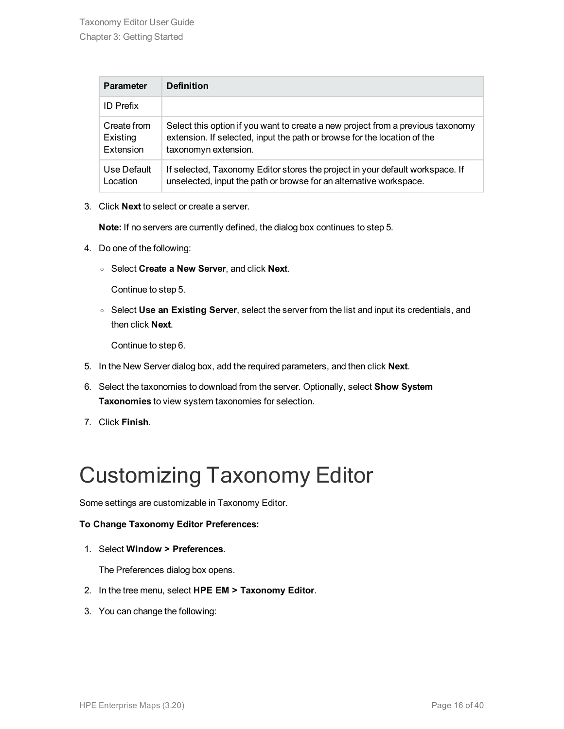| Parameter | Definition |
| --- | --- |
| ID Prefix | |
| Create from Existing Extension | Select this option if you want to create a new project from a previous taxonomy extension. If selected, input the path or browse for the location of the taxonomyn extension. |
| Use Default Location | If selected, Taxonomy Editor stores the project in your default workspace. If unselected, input the path or browse for an alternative workspace. |

3. Click **Next** to select or create a server.

   **Note:** If no servers are currently defined, the dialog box continues to step 5.

4. Do one of the following:

   - Select **Create a New Server**, and click **Next**.

     Continue to step 5.

   - Select **Use an Existing Server**, select the server from the list and input its credentials, and then click **Next**.

     Continue to step 6.

5. In the New Server dialog box, add the required parameters, and then click **Next**.

6. Select the taxonomies to download from the server. Optionally, select **Show System Taxonomies** to view system taxonomies for selection.

7. Click **Finish**.

# Customizing Taxonomy Editor

Some settings are customizable in Taxonomy Editor.

**To Change Taxonomy Editor Preferences:**

1. Select **Window > Preferences**.

   The Preferences dialog box opens.

2. In the tree menu, select **HPE EM > Taxonomy Editor**.

3. You can change the following: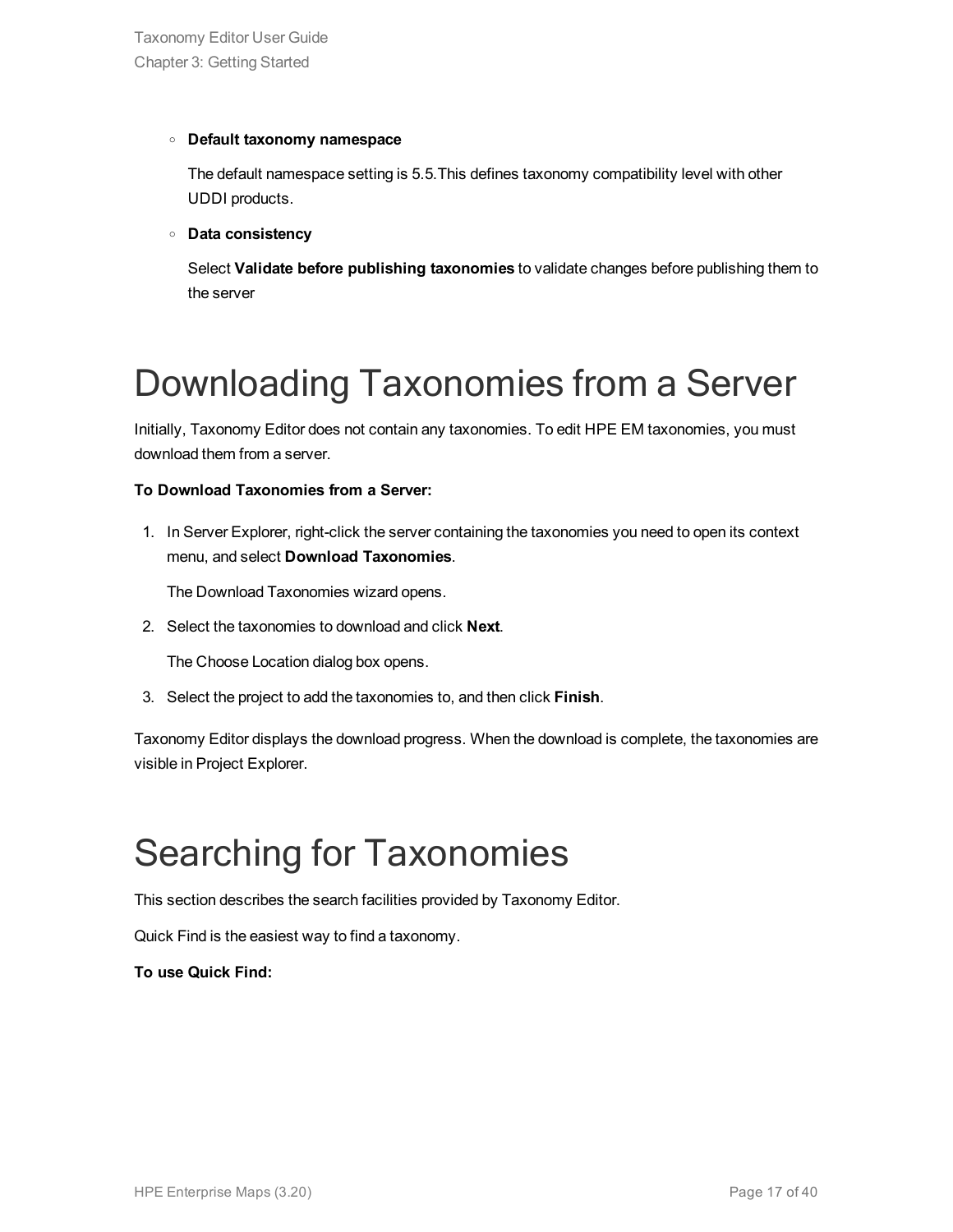- **Default taxonomy namespace**

  The default namespace setting is 5.5.This defines taxonomy compatibility level with other UDDI products.

- **Data consistency**

  Select **Validate before publishing taxonomies** to validate changes before publishing them to the server

# Downloading Taxonomies from a Server

Initially, Taxonomy Editor does not contain any taxonomies. To edit HPE EM taxonomies, you must download them from a server.

**To Download Taxonomies from a Server:**

1. In Server Explorer, right-click the server containing the taxonomies you need to open its context menu, and select **Download Taxonomies**.

   The Download Taxonomies wizard opens.

2. Select the taxonomies to download and click **Next**.

   The Choose Location dialog box opens.

3. Select the project to add the taxonomies to, and then click **Finish**.

Taxonomy Editor displays the download progress. When the download is complete, the taxonomies are visible in Project Explorer.

# Searching for Taxonomies

This section describes the search facilities provided by Taxonomy Editor.

Quick Find is the easiest way to find a taxonomy.

**To use Quick Find:**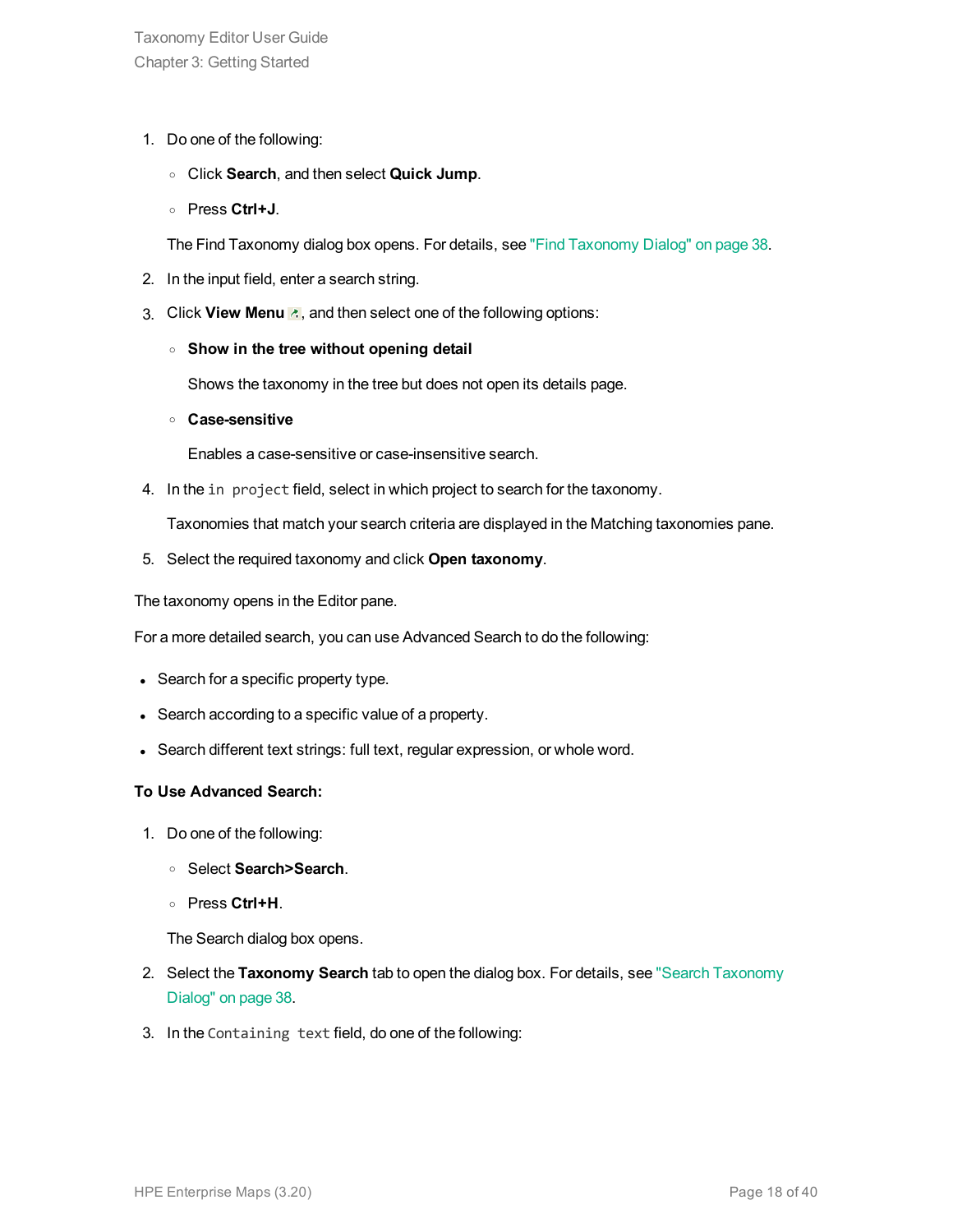1. Do one of the following:
   - Click **Search**, and then select **Quick Jump**.
   - Press **Ctrl+J**.

   The Find Taxonomy dialog box opens. For details, see "Find Taxonomy Dialog" on page 38.
2. In the input field, enter a search string.
3. Click **View Menu**, and then select one of the following options:
   - **Show in the tree without opening detail**

     Shows the taxonomy in the tree but does not open its details page.
   - **Case-sensitive**

     Enables a case-sensitive or case-insensitive search.
4. In the `in project` field, select in which project to search for the taxonomy.

   Taxonomies that match your search criteria are displayed in the Matching taxonomies pane.
5. Select the required taxonomy and click **Open taxonomy**.

The taxonomy opens in the Editor pane.

For a more detailed search, you can use Advanced Search to do the following:

- Search for a specific property type.
- Search according to a specific value of a property.
- Search different text strings: full text, regular expression, or whole word.

**To Use Advanced Search:**

1. Do one of the following:
   - Select **Search>Search**.
   - Press **Ctrl+H**.

   The Search dialog box opens.
2. Select the **Taxonomy Search** tab to open the dialog box. For details, see "Search Taxonomy Dialog" on page 38.
3. In the `Containing text` field, do one of the following: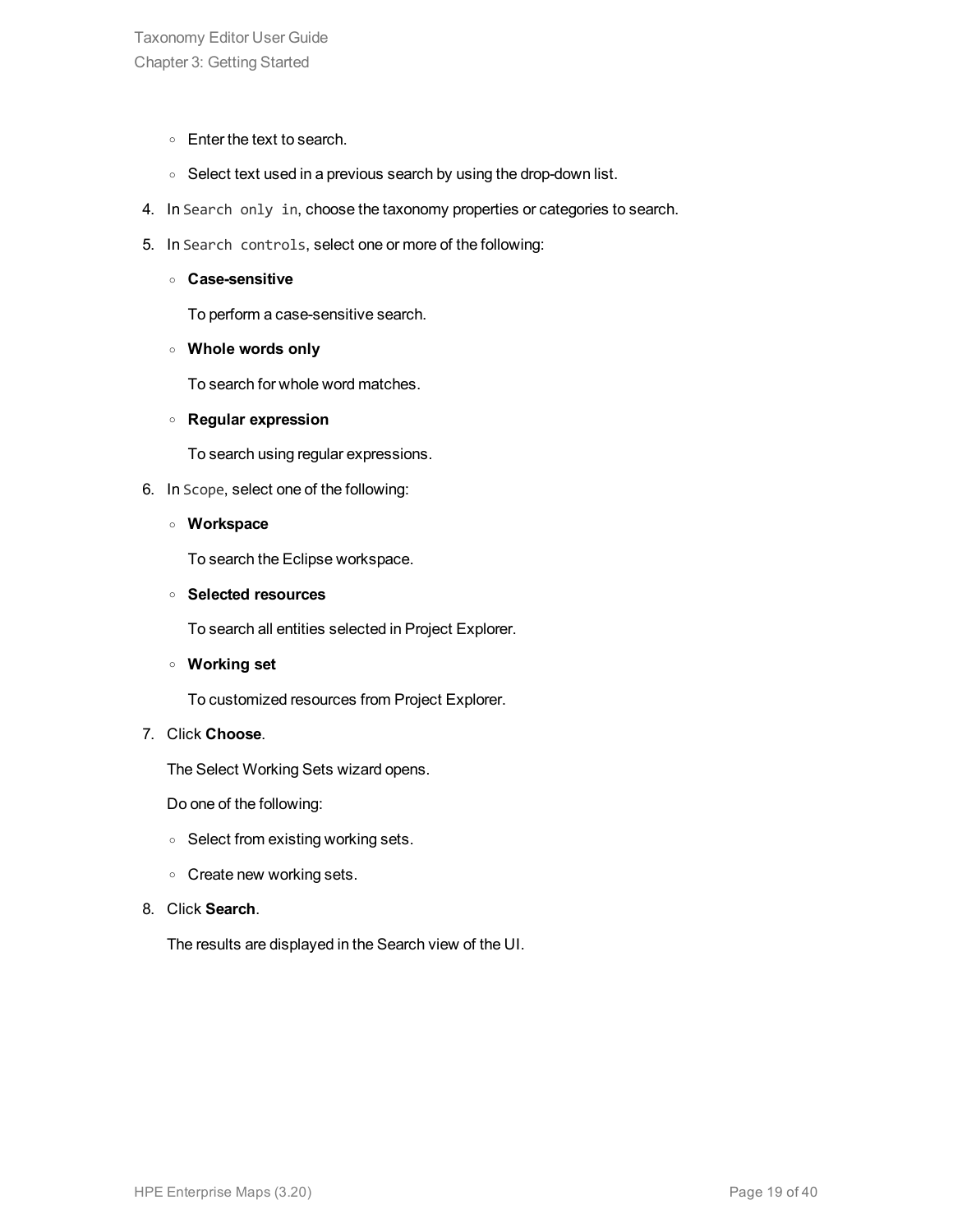- Enter the text to search.
- Select text used in a previous search by using the drop-down list.

4. In `Search only in`, choose the taxonomy properties or categories to search.
5. In `Search controls`, select one or more of the following:
   - **Case-sensitive**

     To perform a case-sensitive search.
   - **Whole words only**

     To search for whole word matches.
   - **Regular expression**

     To search using regular expressions.
6. In `Scope`, select one of the following:
   - **Workspace**

     To search the Eclipse workspace.
   - **Selected resources**

     To search all entities selected in Project Explorer.
   - **Working set**

     To customized resources from Project Explorer.
7. Click **Choose**.

   The Select Working Sets wizard opens.

   Do one of the following:
   - Select from existing working sets.
   - Create new working sets.
8. Click **Search**.

   The results are displayed in the Search view of the UI.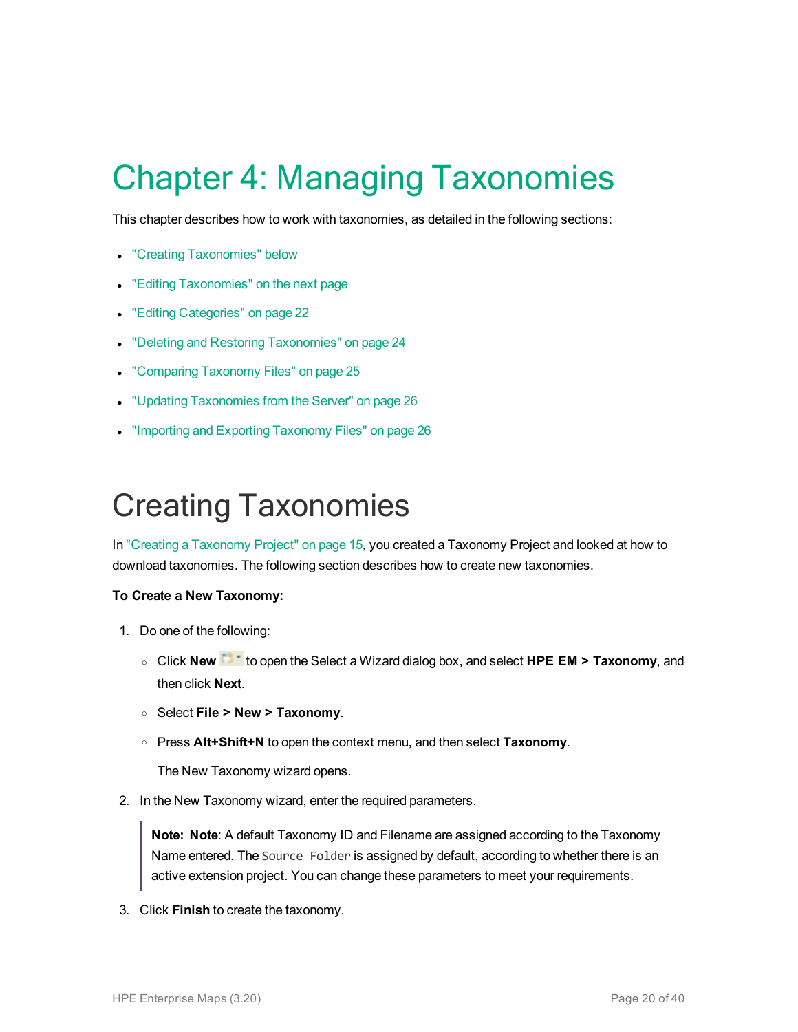# Chapter 4: Managing Taxonomies

This chapter describes how to work with taxonomies, as detailed in the following sections:

- "Creating Taxonomies" below
- "Editing Taxonomies" on the next page
- "Editing Categories" on page 22
- "Deleting and Restoring Taxonomies" on page 24
- "Comparing Taxonomy Files" on page 25
- "Updating Taxonomies from the Server" on page 26
- "Importing and Exporting Taxonomy Files" on page 26

## Creating Taxonomies

In "Creating a Taxonomy Project" on page 15, you created a Taxonomy Project and looked at how to download taxonomies. The following section describes how to create new taxonomies.

**To Create a New Taxonomy:**

1. Do one of the following:
   - Click **New** to open the Select a Wizard dialog box, and select **HPE EM > Taxonomy**, and then click **Next**.
   - Select **File > New > Taxonomy**.
   - Press **Alt+Shift+N** to open the context menu, and then select **Taxonomy**.

     The New Taxonomy wizard opens.

2. In the New Taxonomy wizard, enter the required parameters.

   > **Note: Note**: A default Taxonomy ID and Filename are assigned according to the Taxonomy Name entered. The `Source Folder` is assigned by default, according to whether there is an active extension project. You can change these parameters to meet your requirements.

3. Click **Finish** to create the taxonomy.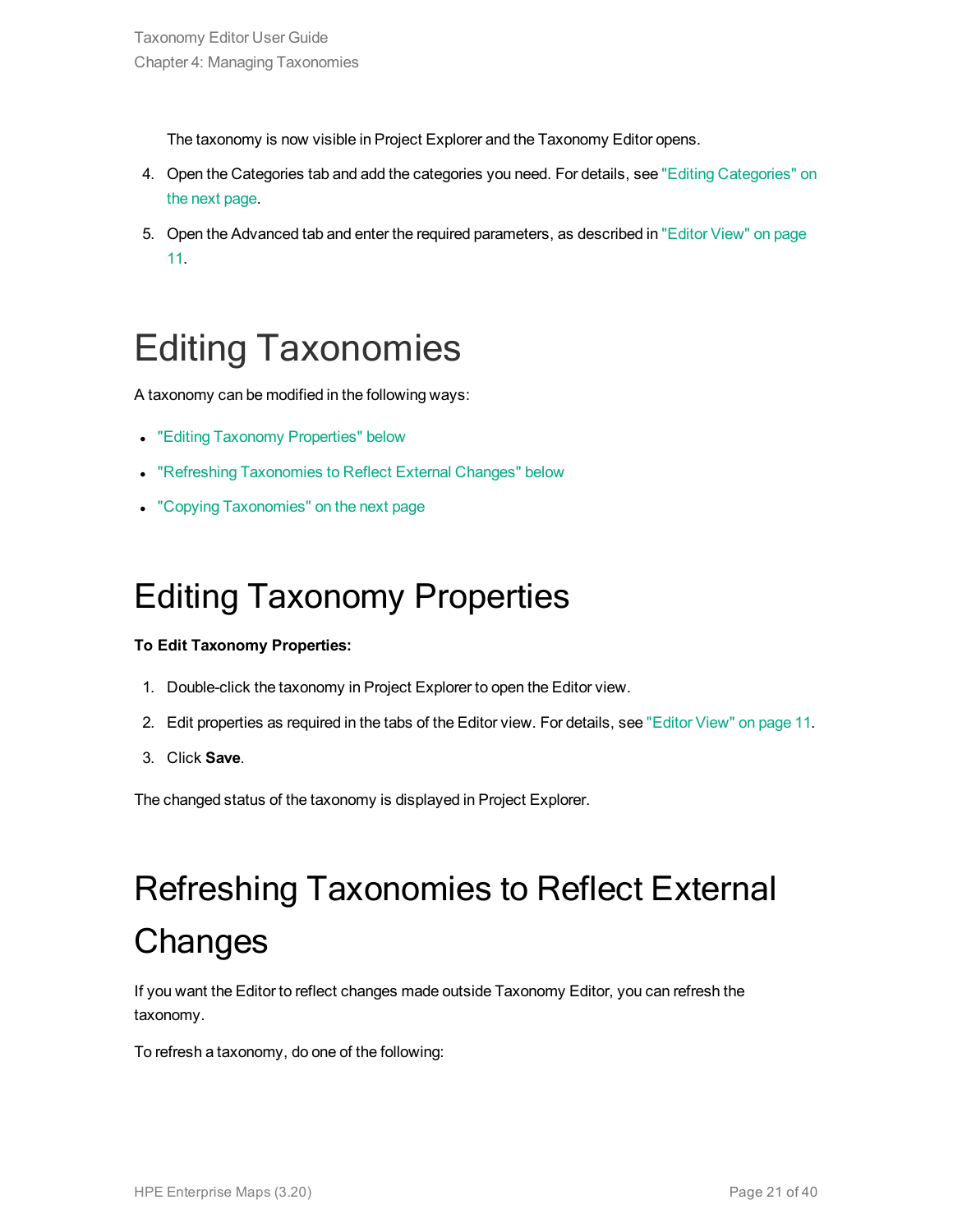The taxonomy is now visible in Project Explorer and the Taxonomy Editor opens.

4. Open the Categories tab and add the categories you need. For details, see "Editing Categories" on the next page.
5. Open the Advanced tab and enter the required parameters, as described in "Editor View" on page 11.

# Editing Taxonomies

A taxonomy can be modified in the following ways:

- "Editing Taxonomy Properties" below
- "Refreshing Taxonomies to Reflect External Changes" below
- "Copying Taxonomies" on the next page

## Editing Taxonomy Properties

**To Edit Taxonomy Properties:**

1. Double-click the taxonomy in Project Explorer to open the Editor view.
2. Edit properties as required in the tabs of the Editor view. For details, see "Editor View" on page 11.
3. Click **Save**.

The changed status of the taxonomy is displayed in Project Explorer.

## Refreshing Taxonomies to Reflect External Changes

If you want the Editor to reflect changes made outside Taxonomy Editor, you can refresh the taxonomy.

To refresh a taxonomy, do one of the following: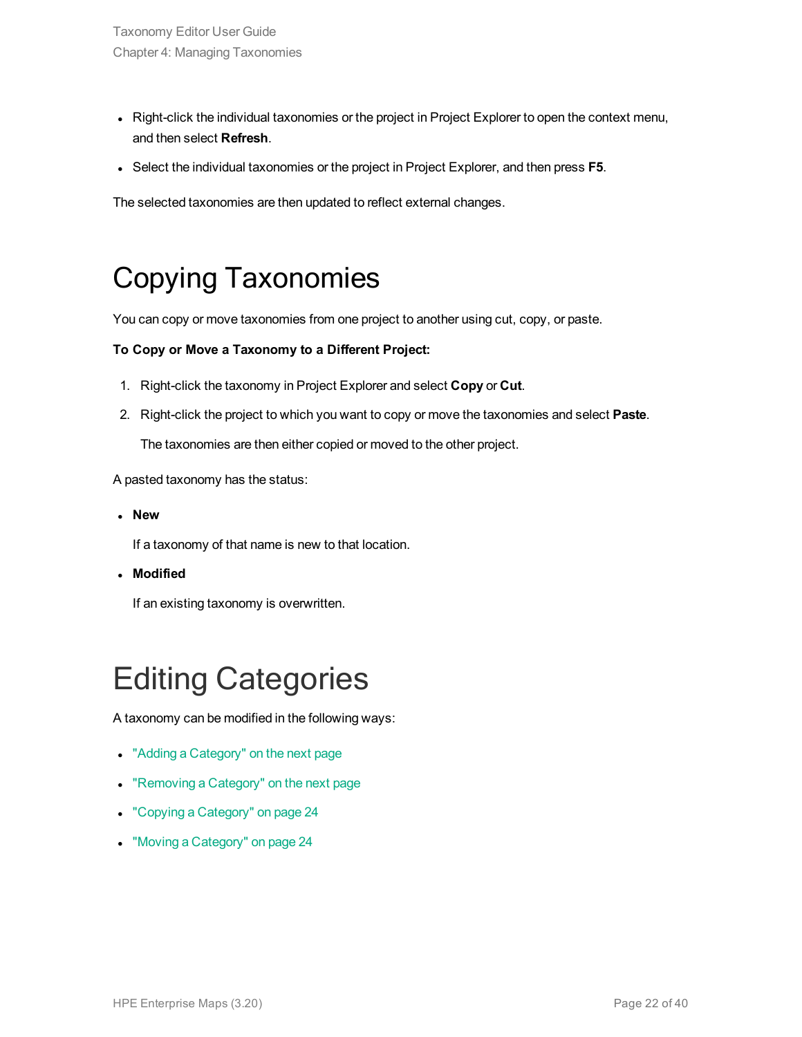- Right-click the individual taxonomies or the project in Project Explorer to open the context menu, and then select **Refresh**.
- Select the individual taxonomies or the project in Project Explorer, and then press **F5**.

The selected taxonomies are then updated to reflect external changes.

# Copying Taxonomies

You can copy or move taxonomies from one project to another using cut, copy, or paste.

**To Copy or Move a Taxonomy to a Different Project:**

1. Right-click the taxonomy in Project Explorer and select **Copy** or **Cut**.
2. Right-click the project to which you want to copy or move the taxonomies and select **Paste**.

   The taxonomies are then either copied or moved to the other project.

A pasted taxonomy has the status:

- **New**

  If a taxonomy of that name is new to that location.

- **Modified**

  If an existing taxonomy is overwritten.

# Editing Categories

A taxonomy can be modified in the following ways:

- "Adding a Category" on the next page
- "Removing a Category" on the next page
- "Copying a Category" on page 24
- "Moving a Category" on page 24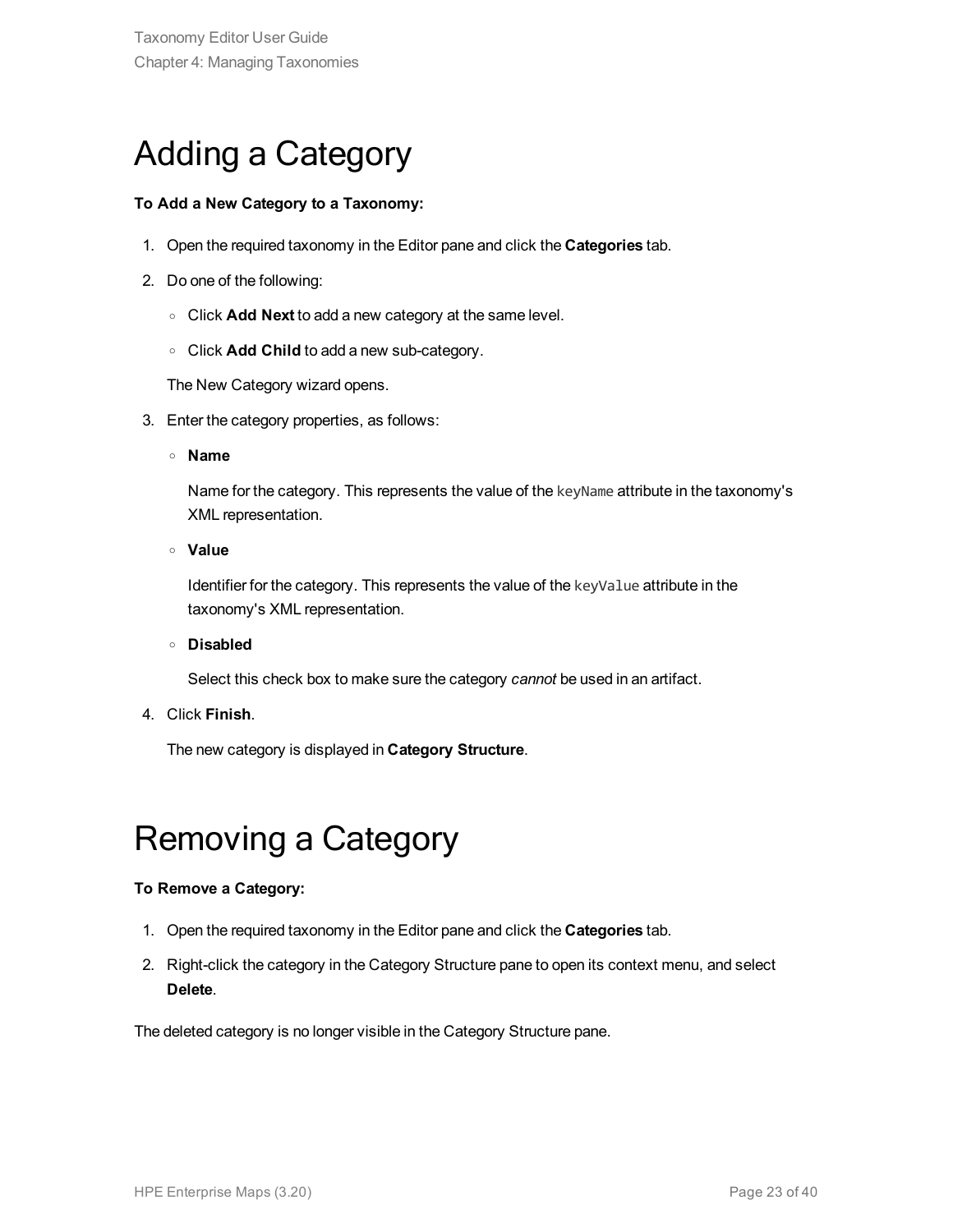# Adding a Category

**To Add a New Category to a Taxonomy:**

1. Open the required taxonomy in the Editor pane and click the **Categories** tab.
2. Do one of the following:
   - Click **Add Next** to add a new category at the same level.
   - Click **Add Child** to add a new sub-category.

   The New Category wizard opens.
3. Enter the category properties, as follows:
   - **Name**

     Name for the category. This represents the value of the `keyName` attribute in the taxonomy's XML representation.
   - **Value**

     Identifier for the category. This represents the value of the `keyValue` attribute in the taxonomy's XML representation.
   - **Disabled**

     Select this check box to make sure the category *cannot* be used in an artifact.
4. Click **Finish**.

   The new category is displayed in **Category Structure**.

# Removing a Category

**To Remove a Category:**

1. Open the required taxonomy in the Editor pane and click the **Categories** tab.
2. Right-click the category in the Category Structure pane to open its context menu, and select **Delete**.

The deleted category is no longer visible in the Category Structure pane.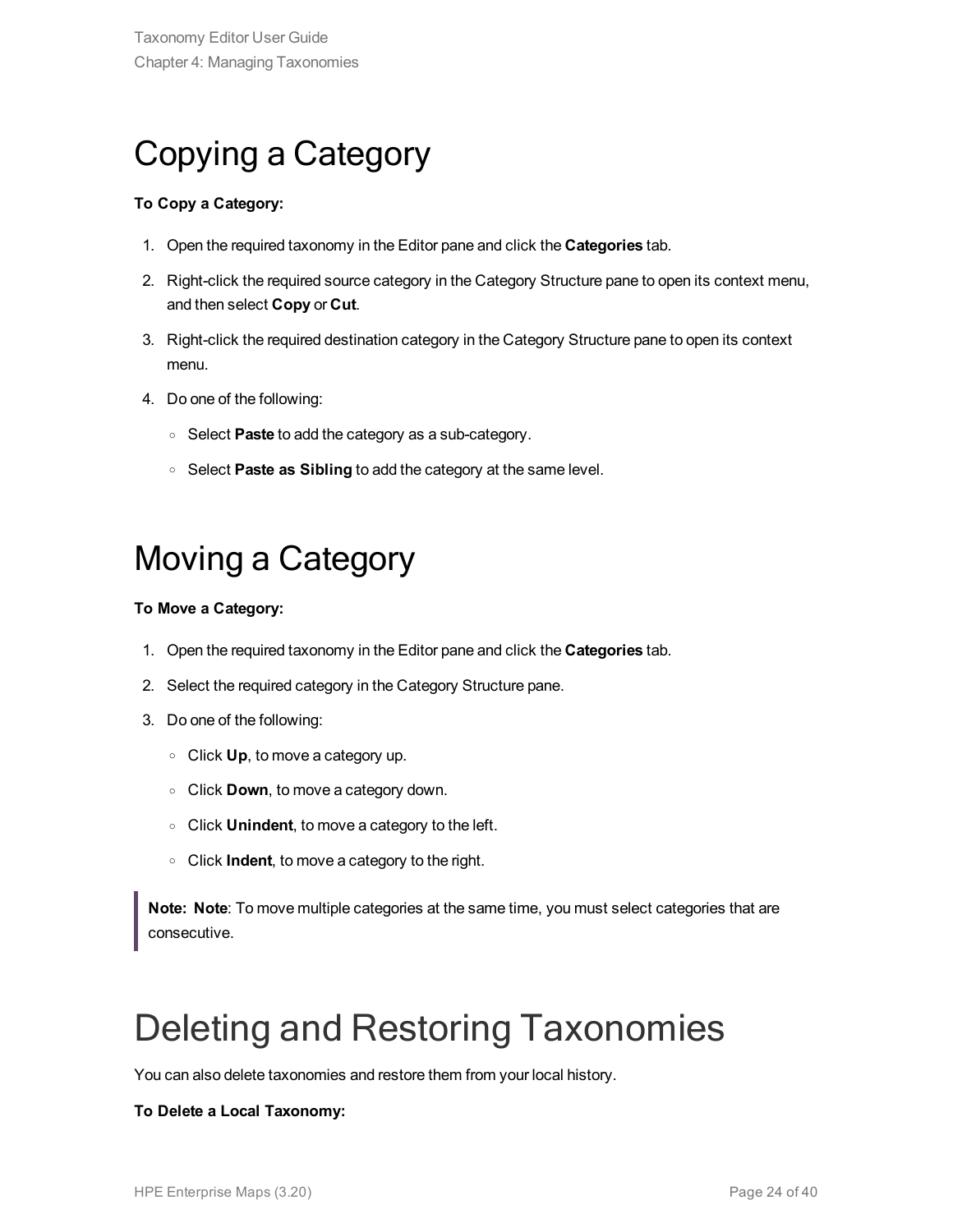# Copying a Category

**To Copy a Category:**

1. Open the required taxonomy in the Editor pane and click the **Categories** tab.
2. Right-click the required source category in the Category Structure pane to open its context menu, and then select **Copy** or **Cut**.
3. Right-click the required destination category in the Category Structure pane to open its context menu.
4. Do one of the following:
   - Select **Paste** to add the category as a sub-category.
   - Select **Paste as Sibling** to add the category at the same level.

# Moving a Category

**To Move a Category:**

1. Open the required taxonomy in the Editor pane and click the **Categories** tab.
2. Select the required category in the Category Structure pane.
3. Do one of the following:
   - Click **Up**, to move a category up.
   - Click **Down**, to move a category down.
   - Click **Unindent**, to move a category to the left.
   - Click **Indent**, to move a category to the right.

> **Note: Note**: To move multiple categories at the same time, you must select categories that are consecutive.

# Deleting and Restoring Taxonomies

You can also delete taxonomies and restore them from your local history.

**To Delete a Local Taxonomy:**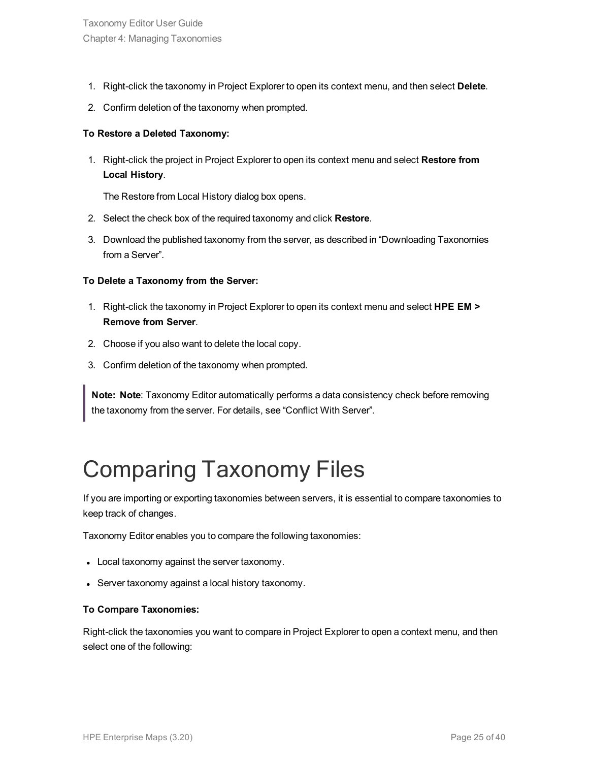1. Right-click the taxonomy in Project Explorer to open its context menu, and then select **Delete**.
2. Confirm deletion of the taxonomy when prompted.

**To Restore a Deleted Taxonomy:**

1. Right-click the project in Project Explorer to open its context menu and select **Restore from Local History**.

   The Restore from Local History dialog box opens.

2. Select the check box of the required taxonomy and click **Restore**.
3. Download the published taxonomy from the server, as described in "Downloading Taxonomies from a Server".

**To Delete a Taxonomy from the Server:**

1. Right-click the taxonomy in Project Explorer to open its context menu and select **HPE EM > Remove from Server**.
2. Choose if you also want to delete the local copy.
3. Confirm deletion of the taxonomy when prompted.

> **Note: Note**: Taxonomy Editor automatically performs a data consistency check before removing the taxonomy from the server. For details, see "Conflict With Server".

# Comparing Taxonomy Files

If you are importing or exporting taxonomies between servers, it is essential to compare taxonomies to keep track of changes.

Taxonomy Editor enables you to compare the following taxonomies:

- Local taxonomy against the server taxonomy.
- Server taxonomy against a local history taxonomy.

**To Compare Taxonomies:**

Right-click the taxonomies you want to compare in Project Explorer to open a context menu, and then select one of the following: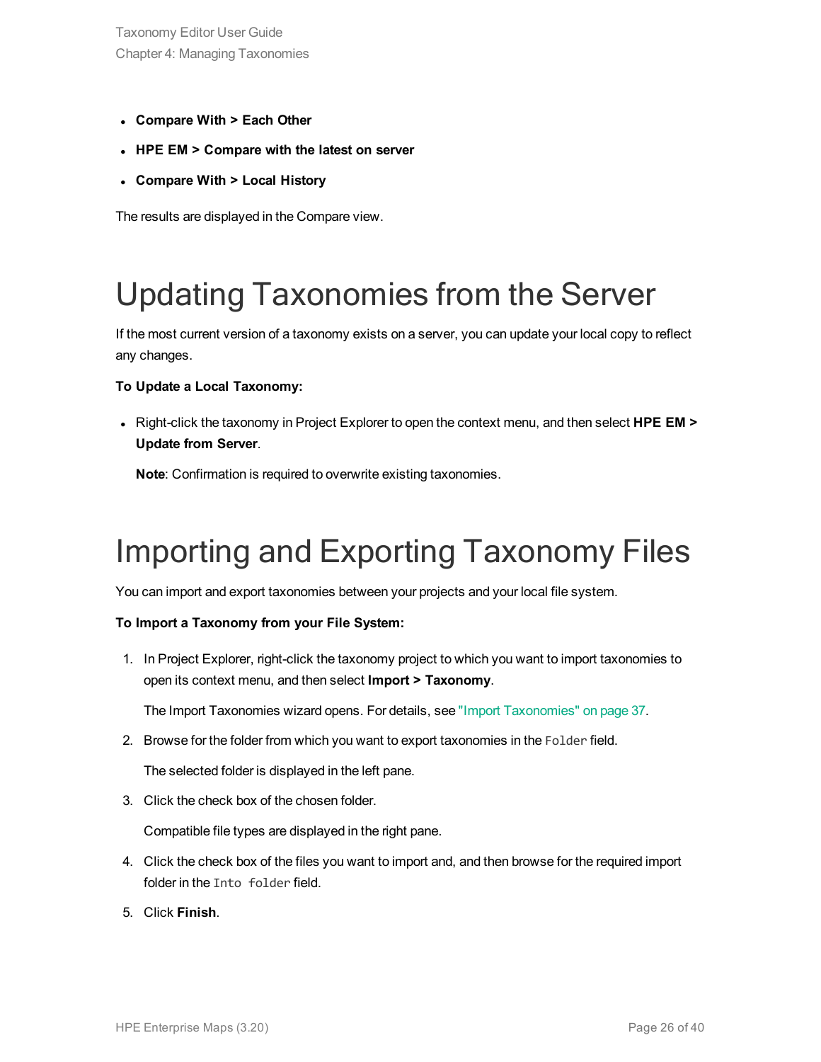- **Compare With > Each Other**
- **HPE EM > Compare with the latest on server**
- **Compare With > Local History**

The results are displayed in the Compare view.

# Updating Taxonomies from the Server

If the most current version of a taxonomy exists on a server, you can update your local copy to reflect any changes.

**To Update a Local Taxonomy:**

- Right-click the taxonomy in Project Explorer to open the context menu, and then select **HPE EM > Update from Server**.

  **Note**: Confirmation is required to overwrite existing taxonomies.

# Importing and Exporting Taxonomy Files

You can import and export taxonomies between your projects and your local file system.

**To Import a Taxonomy from your File System:**

1. In Project Explorer, right-click the taxonomy project to which you want to import taxonomies to open its context menu, and then select **Import > Taxonomy**.

   The Import Taxonomies wizard opens. For details, see "Import Taxonomies" on page 37.

2. Browse for the folder from which you want to export taxonomies in the `Folder` field.

   The selected folder is displayed in the left pane.

3. Click the check box of the chosen folder.

   Compatible file types are displayed in the right pane.

4. Click the check box of the files you want to import and, and then browse for the required import folder in the `Into folder` field.

5. Click **Finish**.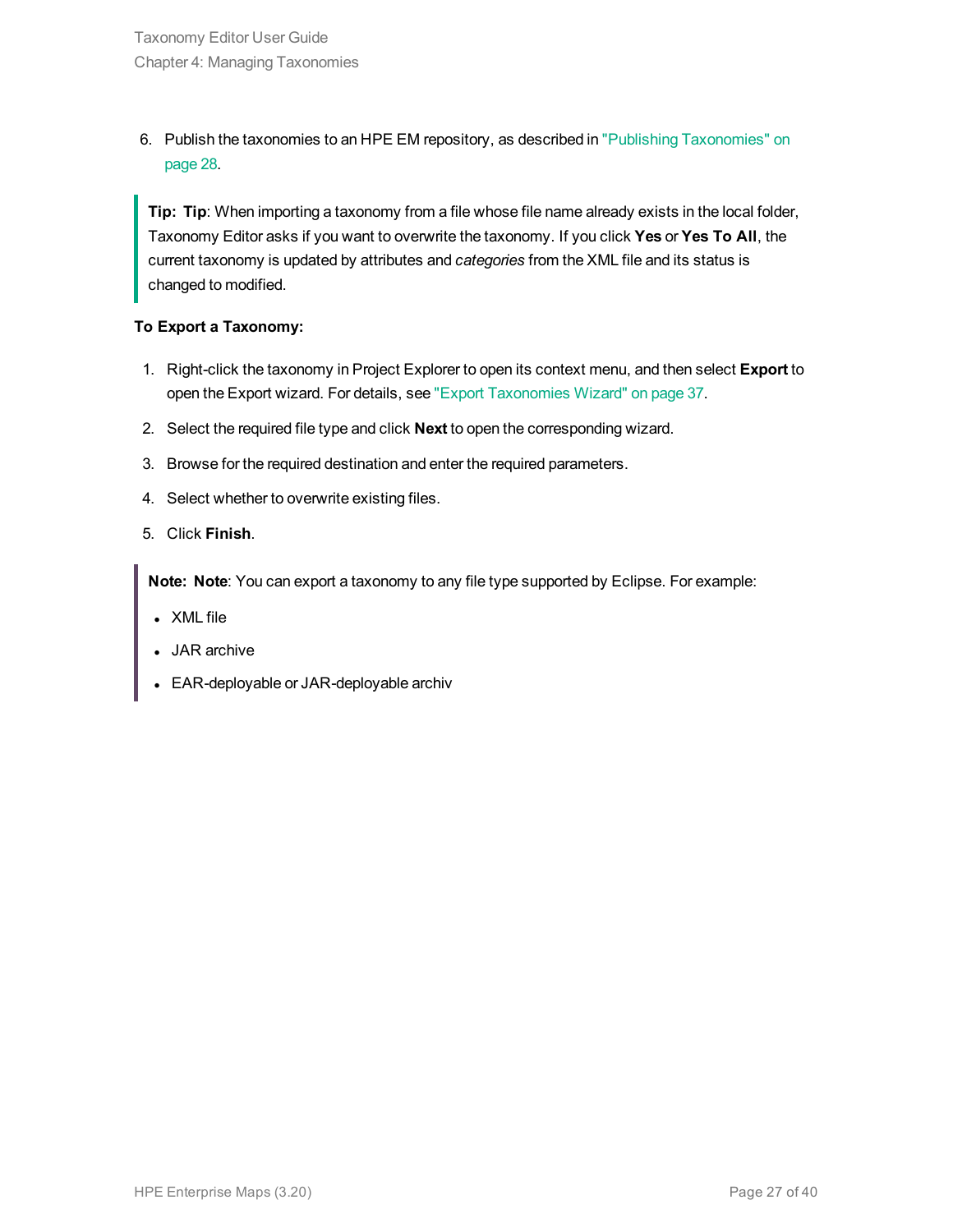6. Publish the taxonomies to an HPE EM repository, as described in "Publishing Taxonomies" on page 28.

> **Tip: Tip**: When importing a taxonomy from a file whose file name already exists in the local folder, Taxonomy Editor asks if you want to overwrite the taxonomy. If you click **Yes** or **Yes To All**, the current taxonomy is updated by attributes and *categories* from the XML file and its status is changed to modified.

**To Export a Taxonomy:**

1. Right-click the taxonomy in Project Explorer to open its context menu, and then select **Export** to open the Export wizard. For details, see "Export Taxonomies Wizard" on page 37.
2. Select the required file type and click **Next** to open the corresponding wizard.
3. Browse for the required destination and enter the required parameters.
4. Select whether to overwrite existing files.
5. Click **Finish**.

> **Note: Note**: You can export a taxonomy to any file type supported by Eclipse. For example:
>
> - XML file
> - JAR archive
> - EAR-deployable or JAR-deployable archiv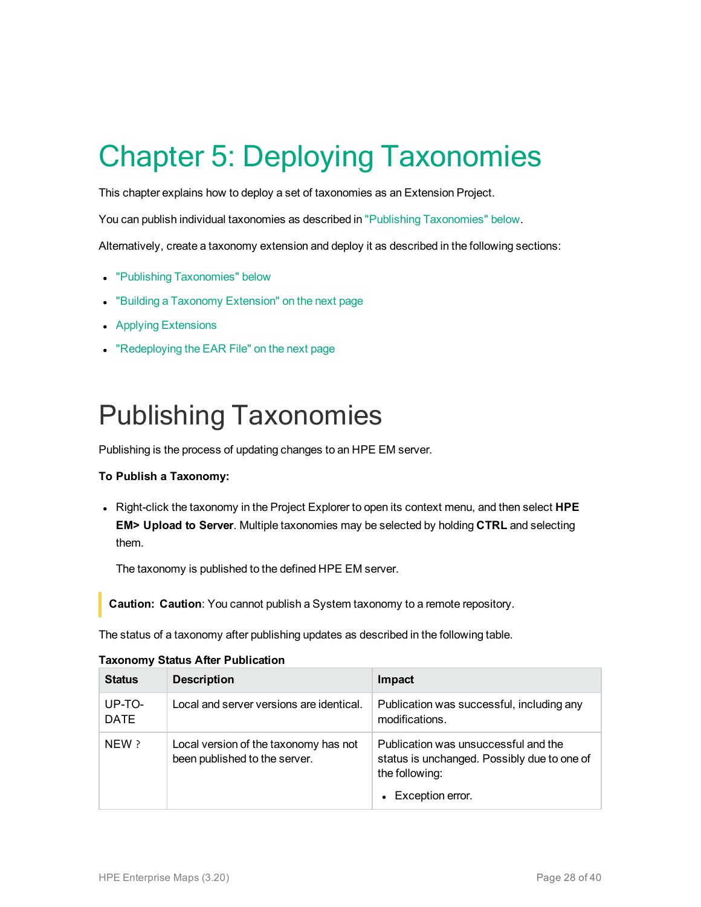# Chapter 5: Deploying Taxonomies

This chapter explains how to deploy a set of taxonomies as an Extension Project.

You can publish individual taxonomies as described in "Publishing Taxonomies" below.

Alternatively, create a taxonomy extension and deploy it as described in the following sections:

- "Publishing Taxonomies" below
- "Building a Taxonomy Extension" on the next page
- Applying Extensions
- "Redeploying the EAR File" on the next page

# Publishing Taxonomies

Publishing is the process of updating changes to an HPE EM server.

**To Publish a Taxonomy:**

- Right-click the taxonomy in the Project Explorer to open its context menu, and then select **HPE EM> Upload to Server**. Multiple taxonomies may be selected by holding **CTRL** and selecting them.

  The taxonomy is published to the defined HPE EM server.

> **Caution: Caution**: You cannot publish a System taxonomy to a remote repository.

The status of a taxonomy after publishing updates as described in the following table.

**Taxonomy Status After Publication**

| Status | Description | Impact |
|---|---|---|
| UP-TO-DATE | Local and server versions are identical. | Publication was successful, including any modifications. |
| NEW ? | Local version of the taxonomy has not been published to the server. | Publication was unsuccessful and the status is unchanged. Possibly due to one of the following:<br>• Exception error. |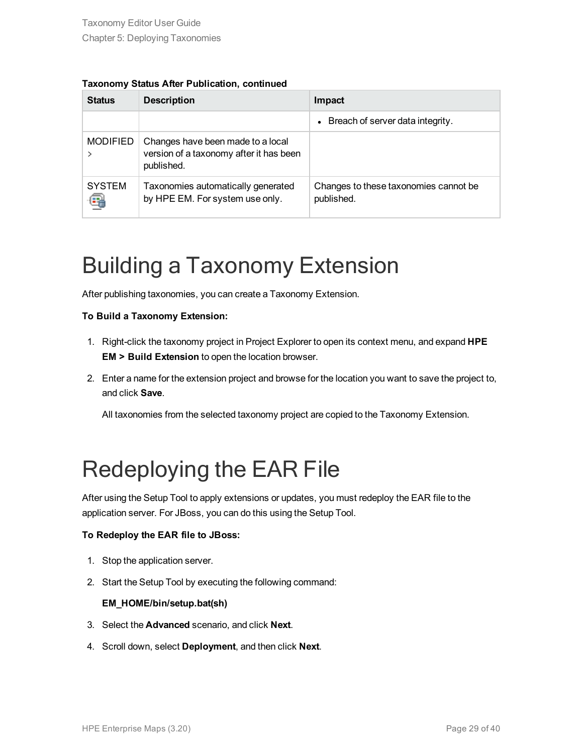**Taxonomy Status After Publication, continued**

| Status | Description | Impact |
| --- | --- | --- |
| | | • Breach of server data integrity. |
| MODIFIED > | Changes have been made to a local version of a taxonomy after it has been published. | |
| SYSTEM | Taxonomies automatically generated by HPE EM. For system use only. | Changes to these taxonomies cannot be published. |

# Building a Taxonomy Extension

After publishing taxonomies, you can create a Taxonomy Extension.

**To Build a Taxonomy Extension:**

1. Right-click the taxonomy project in Project Explorer to open its context menu, and expand **HPE EM > Build Extension** to open the location browser.
2. Enter a name for the extension project and browse for the location you want to save the project to, and click **Save**.

   All taxonomies from the selected taxonomy project are copied to the Taxonomy Extension.

# Redeploying the EAR File

After using the Setup Tool to apply extensions or updates, you must redeploy the EAR file to the application server. For JBoss, you can do this using the Setup Tool.

**To Redeploy the EAR file to JBoss:**

1. Stop the application server.
2. Start the Setup Tool by executing the following command:

   **EM_HOME/bin/setup.bat(sh)**
3. Select the **Advanced** scenario, and click **Next**.
4. Scroll down, select **Deployment**, and then click **Next**.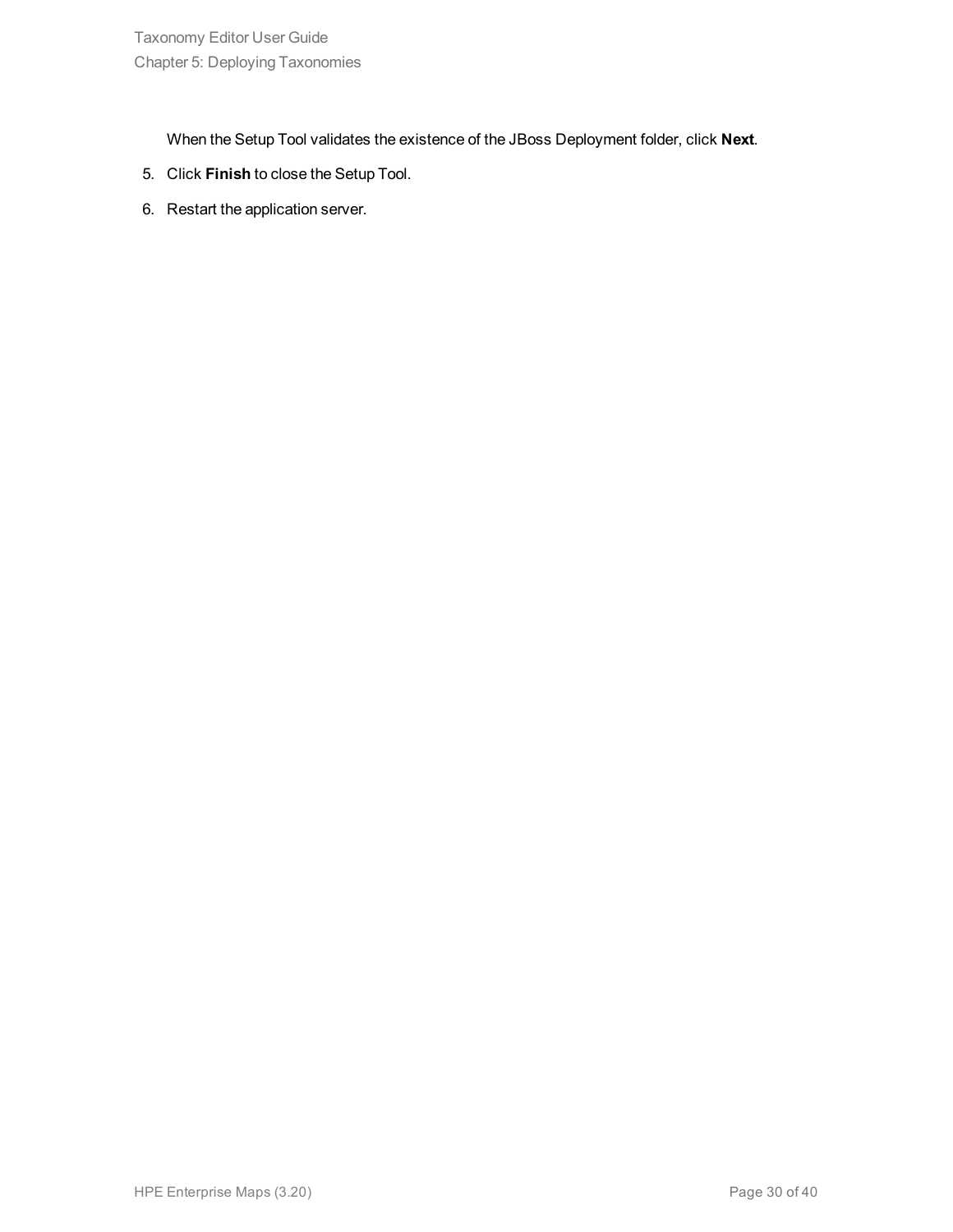When the Setup Tool validates the existence of the JBoss Deployment folder, click **Next**.

5. Click **Finish** to close the Setup Tool.
6. Restart the application server.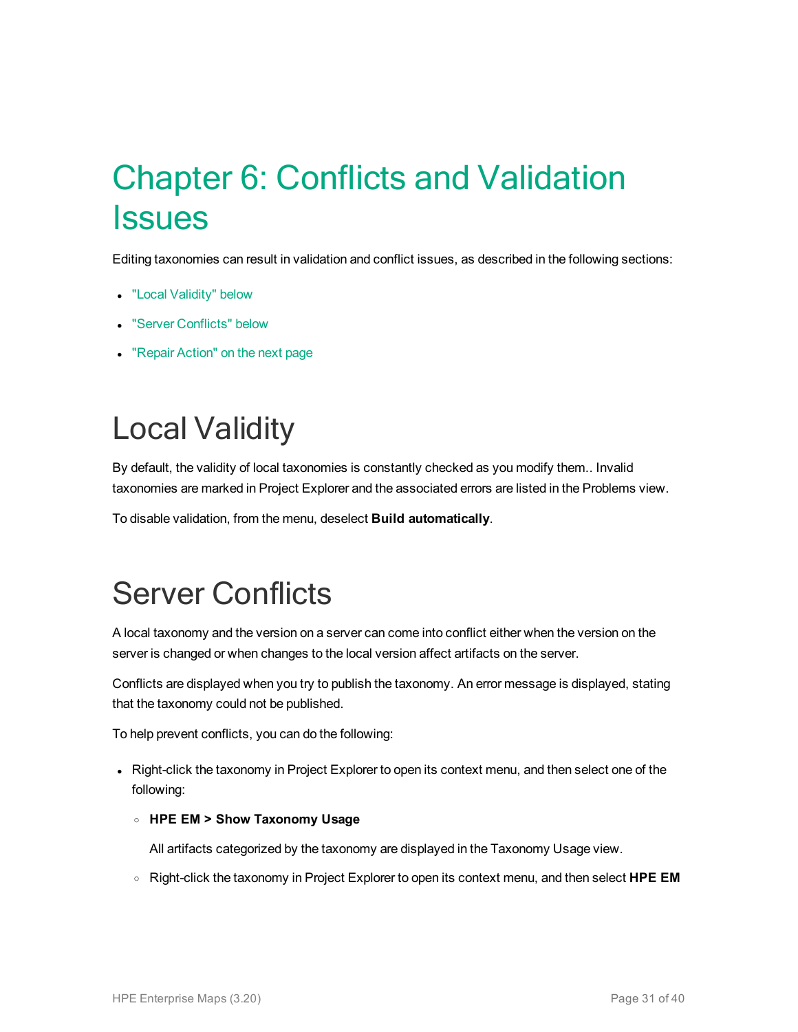# Chapter 6: Conflicts and Validation Issues

Editing taxonomies can result in validation and conflict issues, as described in the following sections:

- "Local Validity" below
- "Server Conflicts" below
- "Repair Action" on the next page

## Local Validity

By default, the validity of local taxonomies is constantly checked as you modify them.. Invalid taxonomies are marked in Project Explorer and the associated errors are listed in the Problems view.

To disable validation, from the menu, deselect **Build automatically**.

## Server Conflicts

A local taxonomy and the version on a server can come into conflict either when the version on the server is changed or when changes to the local version affect artifacts on the server.

Conflicts are displayed when you try to publish the taxonomy. An error message is displayed, stating that the taxonomy could not be published.

To help prevent conflicts, you can do the following:

- Right-click the taxonomy in Project Explorer to open its context menu, and then select one of the following:
  - **HPE EM > Show Taxonomy Usage**

    All artifacts categorized by the taxonomy are displayed in the Taxonomy Usage view.
  - Right-click the taxonomy in Project Explorer to open its context menu, and then select **HPE EM**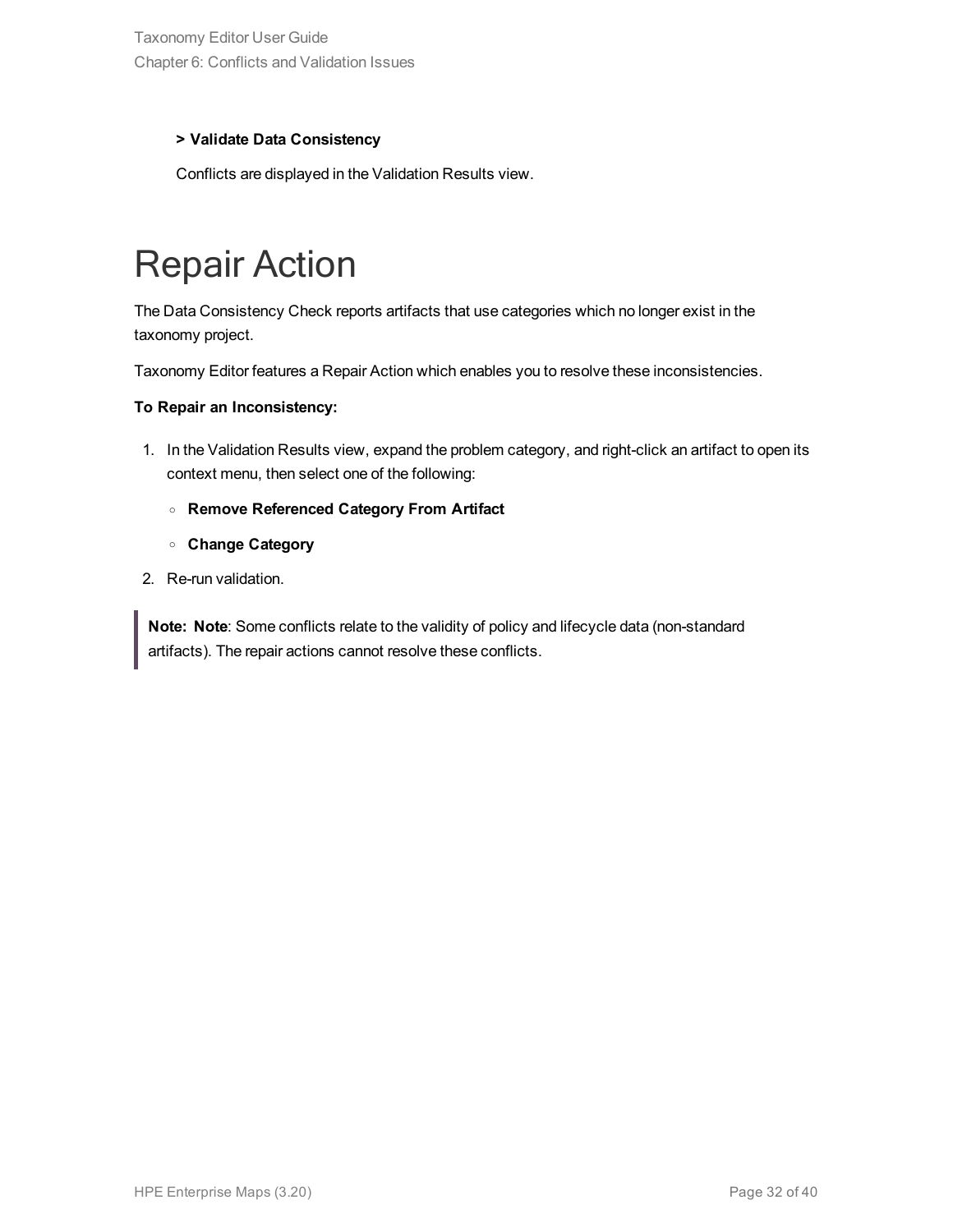**> Validate Data Consistency**

Conflicts are displayed in the Validation Results view.

# Repair Action

The Data Consistency Check reports artifacts that use categories which no longer exist in the taxonomy project.

Taxonomy Editor features a Repair Action which enables you to resolve these inconsistencies.

**To Repair an Inconsistency:**

1. In the Validation Results view, expand the problem category, and right-click an artifact to open its context menu, then select one of the following:
   - **Remove Referenced Category From Artifact**
   - **Change Category**
2. Re-run validation.

> **Note: Note**: Some conflicts relate to the validity of policy and lifecycle data (non-standard artifacts). The repair actions cannot resolve these conflicts.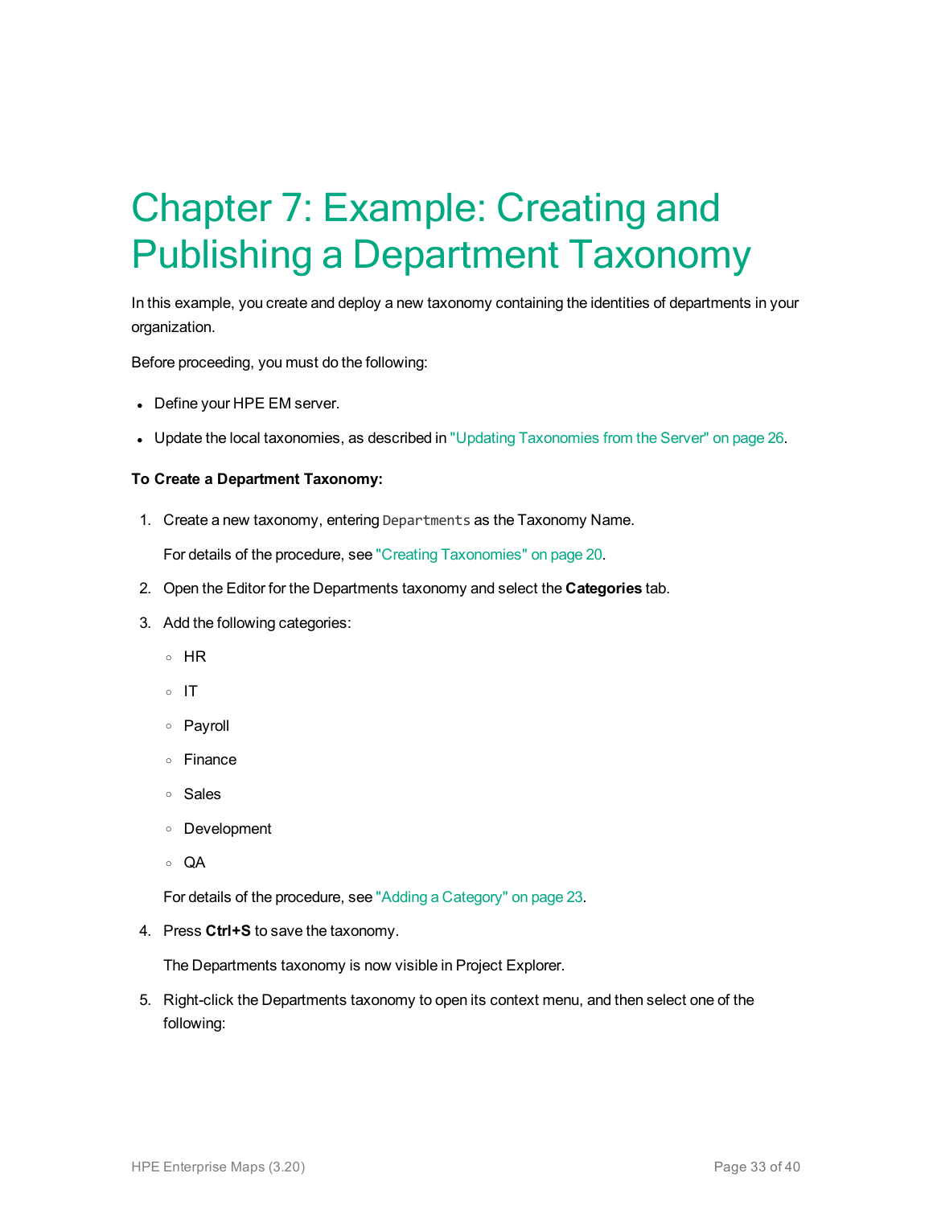# Chapter 7: Example: Creating and Publishing a Department Taxonomy

In this example, you create and deploy a new taxonomy containing the identities of departments in your organization.

Before proceeding, you must do the following:

- Define your HPE EM server.
- Update the local taxonomies, as described in "Updating Taxonomies from the Server" on page 26.

**To Create a Department Taxonomy:**

1. Create a new taxonomy, entering `Departments` as the Taxonomy Name.

   For details of the procedure, see "Creating Taxonomies" on page 20.

2. Open the Editor for the Departments taxonomy and select the **Categories** tab.

3. Add the following categories:

   - HR
   - IT
   - Payroll
   - Finance
   - Sales
   - Development
   - QA

   For details of the procedure, see "Adding a Category" on page 23.

4. Press **Ctrl+S** to save the taxonomy.

   The Departments taxonomy is now visible in Project Explorer.

5. Right-click the Departments taxonomy to open its context menu, and then select one of the following: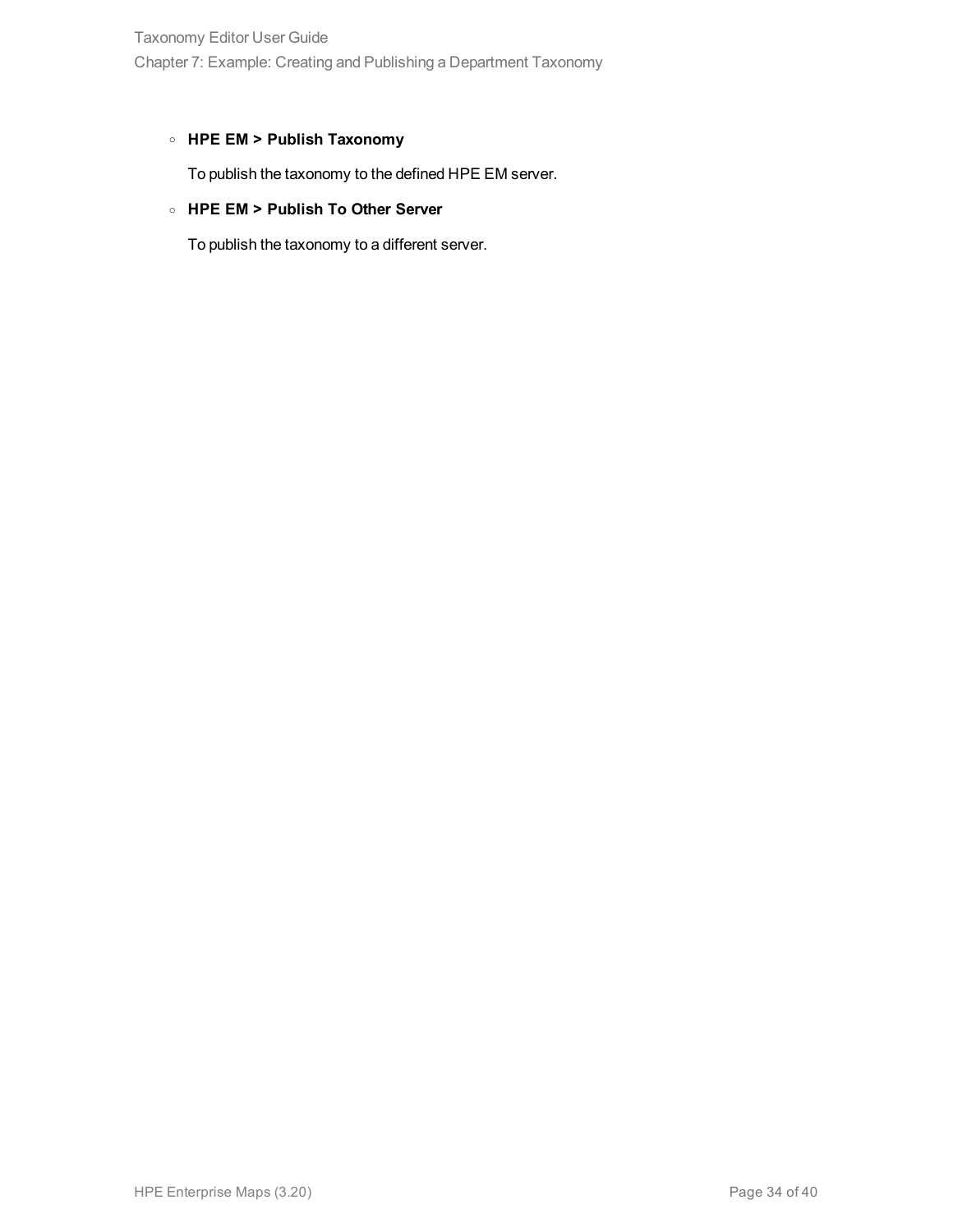- **HPE EM > Publish Taxonomy**

  To publish the taxonomy to the defined HPE EM server.

- **HPE EM > Publish To Other Server**

  To publish the taxonomy to a different server.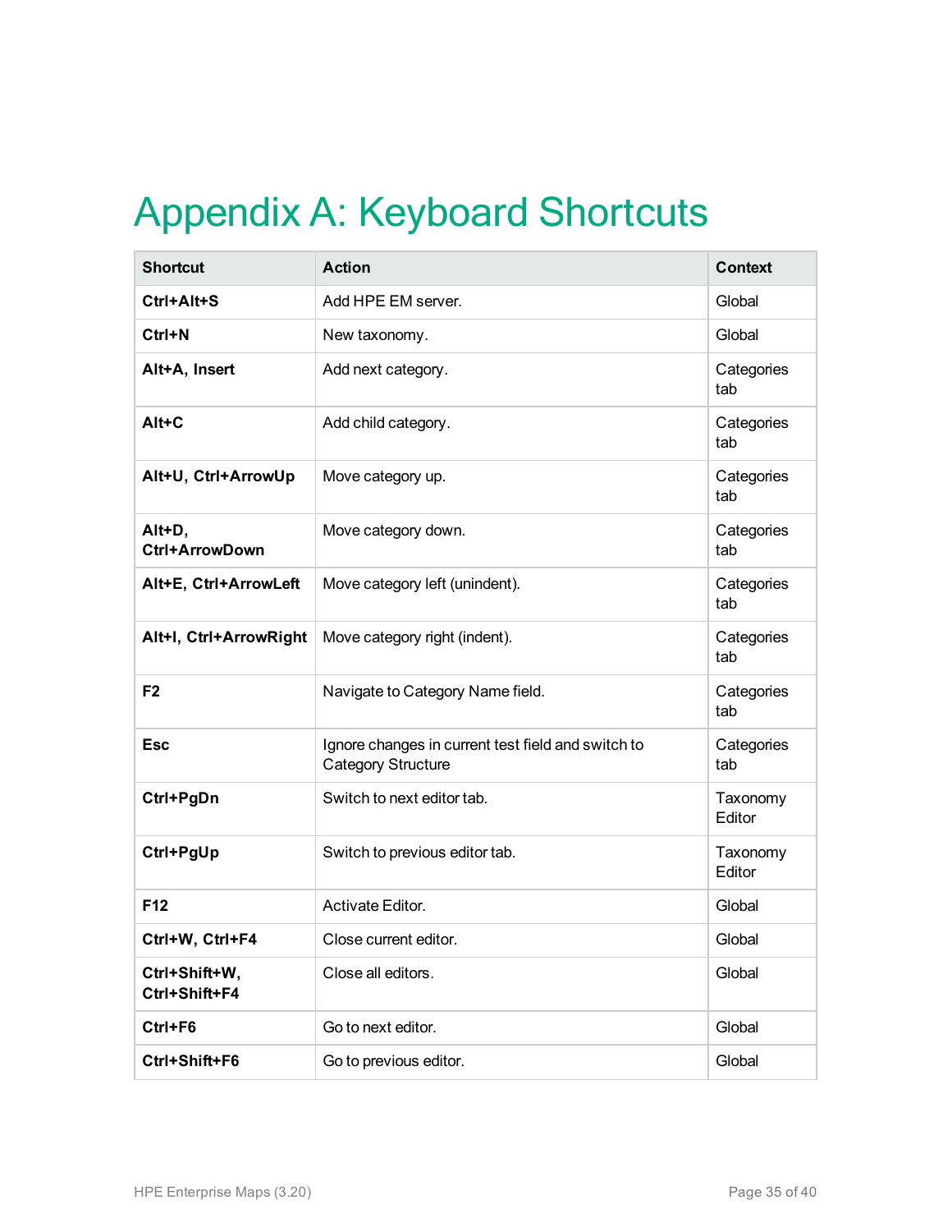# Appendix A: Keyboard Shortcuts

| Shortcut | Action | Context |
|---|---|---|
| **Ctrl+Alt+S** | Add HPE EM server. | Global |
| **Ctrl+N** | New taxonomy. | Global |
| **Alt+A, Insert** | Add next category. | Categories tab |
| **Alt+C** | Add child category. | Categories tab |
| **Alt+U, Ctrl+ArrowUp** | Move category up. | Categories tab |
| **Alt+D, Ctrl+ArrowDown** | Move category down. | Categories tab |
| **Alt+E, Ctrl+ArrowLeft** | Move category left (unindent). | Categories tab |
| **Alt+I, Ctrl+ArrowRight** | Move category right (indent). | Categories tab |
| **F2** | Navigate to Category Name field. | Categories tab |
| **Esc** | Ignore changes in current test field and switch to Category Structure | Categories tab |
| **Ctrl+PgDn** | Switch to next editor tab. | Taxonomy Editor |
| **Ctrl+PgUp** | Switch to previous editor tab. | Taxonomy Editor |
| **F12** | Activate Editor. | Global |
| **Ctrl+W, Ctrl+F4** | Close current editor. | Global |
| **Ctrl+Shift+W, Ctrl+Shift+F4** | Close all editors. | Global |
| **Ctrl+F6** | Go to next editor. | Global |
| **Ctrl+Shift+F6** | Go to previous editor. | Global |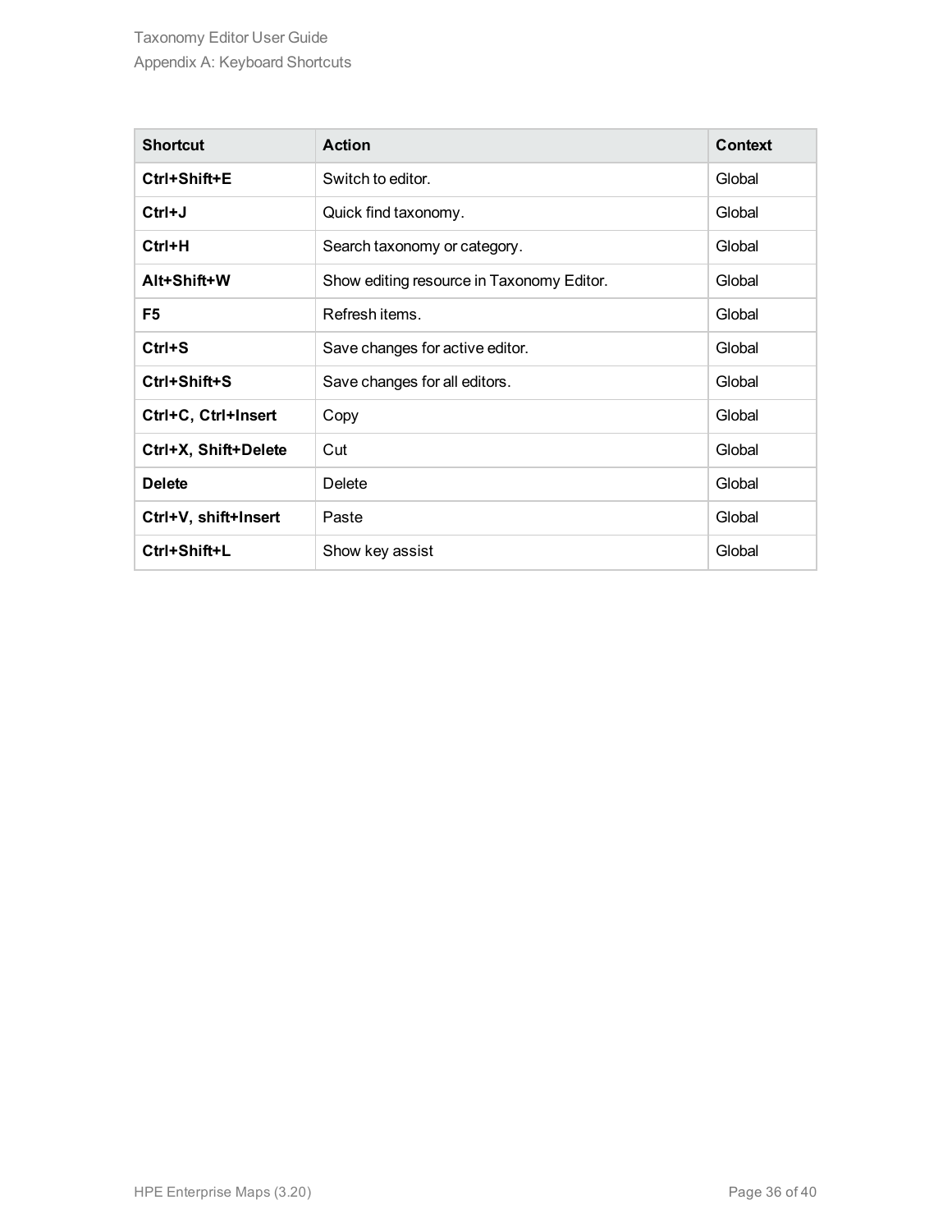| Shortcut | Action | Context |
| --- | --- | --- |
| **Ctrl+Shift+E** | Switch to editor. | Global |
| **Ctrl+J** | Quick find taxonomy. | Global |
| **Ctrl+H** | Search taxonomy or category. | Global |
| **Alt+Shift+W** | Show editing resource in Taxonomy Editor. | Global |
| **F5** | Refresh items. | Global |
| **Ctrl+S** | Save changes for active editor. | Global |
| **Ctrl+Shift+S** | Save changes for all editors. | Global |
| **Ctrl+C, Ctrl+Insert** | Copy | Global |
| **Ctrl+X, Shift+Delete** | Cut | Global |
| **Delete** | Delete | Global |
| **Ctrl+V, shift+Insert** | Paste | Global |
| **Ctrl+Shift+L** | Show key assist | Global |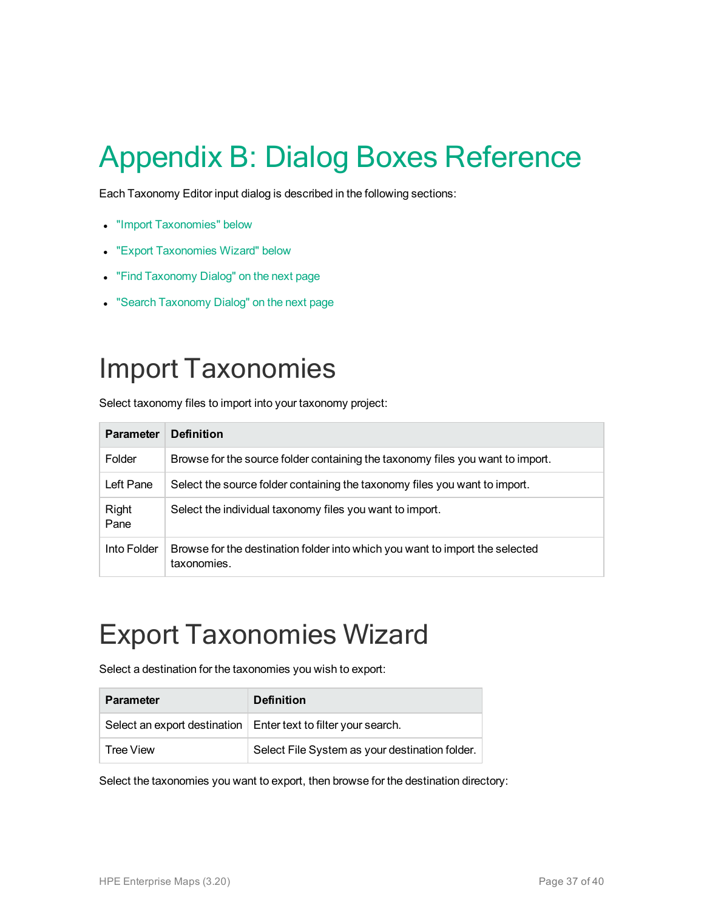# Appendix B: Dialog Boxes Reference

Each Taxonomy Editor input dialog is described in the following sections:

- "Import Taxonomies" below
- "Export Taxonomies Wizard" below
- "Find Taxonomy Dialog" on the next page
- "Search Taxonomy Dialog" on the next page

## Import Taxonomies

Select taxonomy files to import into your taxonomy project:

| Parameter | Definition |
| --- | --- |
| Folder | Browse for the source folder containing the taxonomy files you want to import. |
| Left Pane | Select the source folder containing the taxonomy files you want to import. |
| Right Pane | Select the individual taxonomy files you want to import. |
| Into Folder | Browse for the destination folder into which you want to import the selected taxonomies. |

## Export Taxonomies Wizard

Select a destination for the taxonomies you wish to export:

| Parameter | Definition |
| --- | --- |
| Select an export destination | Enter text to filter your search. |
| Tree View | Select File System as your destination folder. |

Select the taxonomies you want to export, then browse for the destination directory: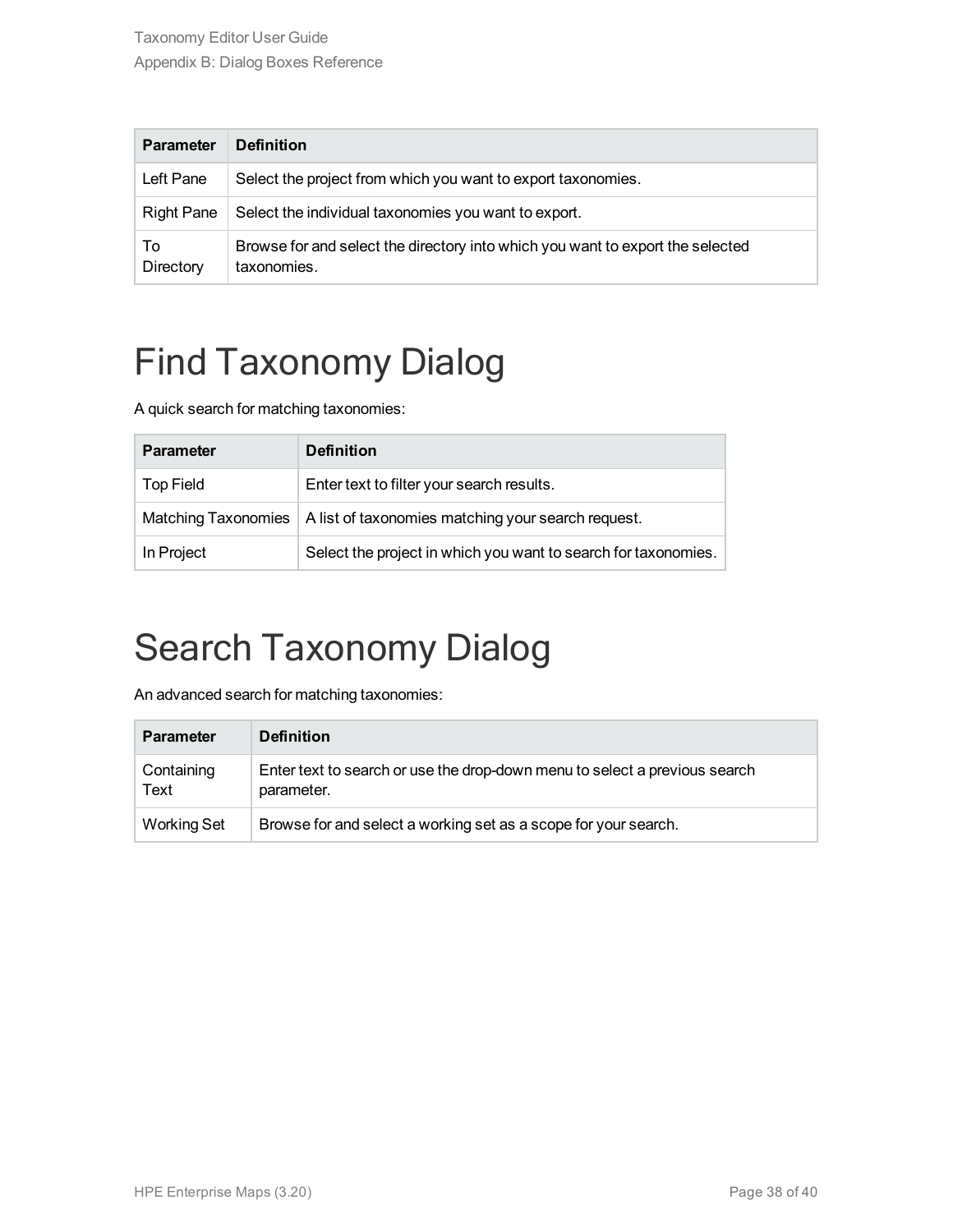| Parameter | Definition |
|---|---|
| Left Pane | Select the project from which you want to export taxonomies. |
| Right Pane | Select the individual taxonomies you want to export. |
| To Directory | Browse for and select the directory into which you want to export the selected taxonomies. |

# Find Taxonomy Dialog

A quick search for matching taxonomies:

| Parameter | Definition |
|---|---|
| Top Field | Enter text to filter your search results. |
| Matching Taxonomies | A list of taxonomies matching your search request. |
| In Project | Select the project in which you want to search for taxonomies. |

# Search Taxonomy Dialog

An advanced search for matching taxonomies:

| Parameter | Definition |
|---|---|
| Containing Text | Enter text to search or use the drop-down menu to select a previous search parameter. |
| Working Set | Browse for and select a working set as a scope for your search. |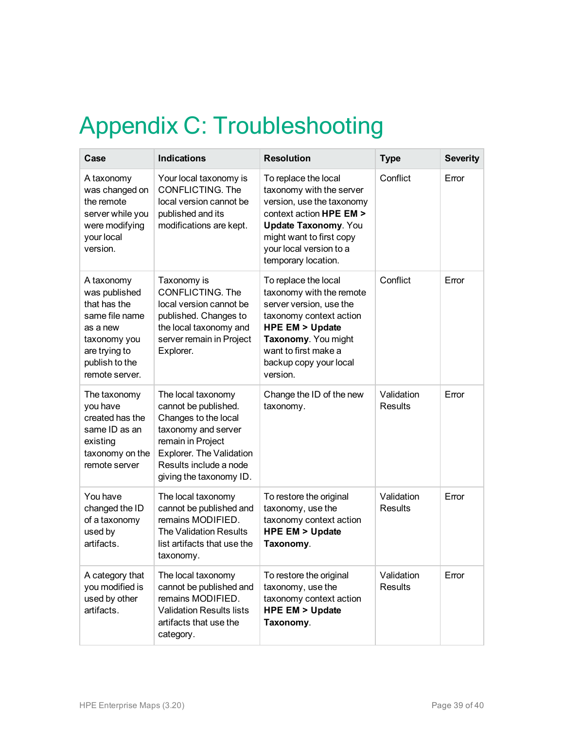# Appendix C: Troubleshooting

| Case | Indications | Resolution | Type | Severity |
|---|---|---|---|---|
| A taxonomy was changed on the remote server while you were modifying your local version. | Your local taxonomy is CONFLICTING. The local version cannot be published and its modifications are kept. | To replace the local taxonomy with the server version, use the taxonomy context action **HPE EM > Update Taxonomy**. You might want to first copy your local version to a temporary location. | Conflict | Error |
| A taxonomy was published that has the same file name as a new taxonomy you are trying to publish to the remote server. | Taxonomy is CONFLICTING. The local version cannot be published. Changes to the local taxonomy and server remain in Project Explorer. | To replace the local taxonomy with the remote server version, use the taxonomy context action **HPE EM > Update Taxonomy**. You might want to first make a backup copy your local version. | Conflict | Error |
| The taxonomy you have created has the same ID as an existing taxonomy on the remote server | The local taxonomy cannot be published. Changes to the local taxonomy and server remain in Project Explorer. The Validation Results include a node giving the taxonomy ID. | Change the ID of the new taxonomy. | Validation Results | Error |
| You have changed the ID of a taxonomy used by artifacts. | The local taxonomy cannot be published and remains MODIFIED. The Validation Results list artifacts that use the taxonomy. | To restore the original taxonomy, use the taxonomy context action **HPE EM > Update Taxonomy**. | Validation Results | Error |
| A category that you modified is used by other artifacts. | The local taxonomy cannot be published and remains MODIFIED. Validation Results lists artifacts that use the category. | To restore the original taxonomy, use the taxonomy context action **HPE EM > Update Taxonomy**. | Validation Results | Error |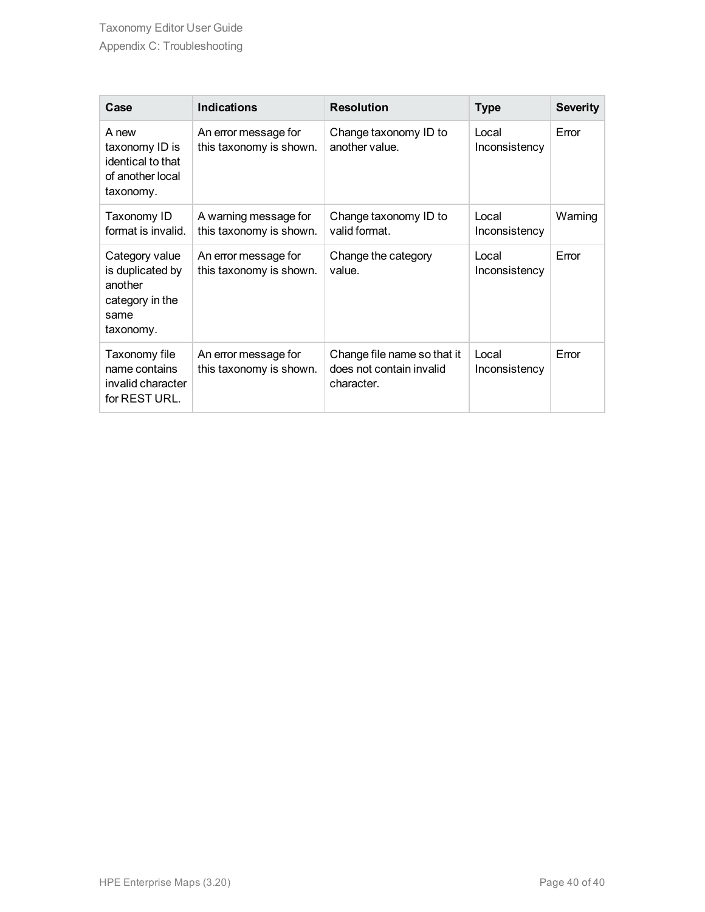| Case | Indications | Resolution | Type | Severity |
| --- | --- | --- | --- | --- |
| A new taxonomy ID is identical to that of another local taxonomy. | An error message for this taxonomy is shown. | Change taxonomy ID to another value. | Local Inconsistency | Error |
| Taxonomy ID format is invalid. | A warning message for this taxonomy is shown. | Change taxonomy ID to valid format. | Local Inconsistency | Warning |
| Category value is duplicated by another category in the same taxonomy. | An error message for this taxonomy is shown. | Change the category value. | Local Inconsistency | Error |
| Taxonomy file name contains invalid character for REST URL. | An error message for this taxonomy is shown. | Change file name so that it does not contain invalid character. | Local Inconsistency | Error |